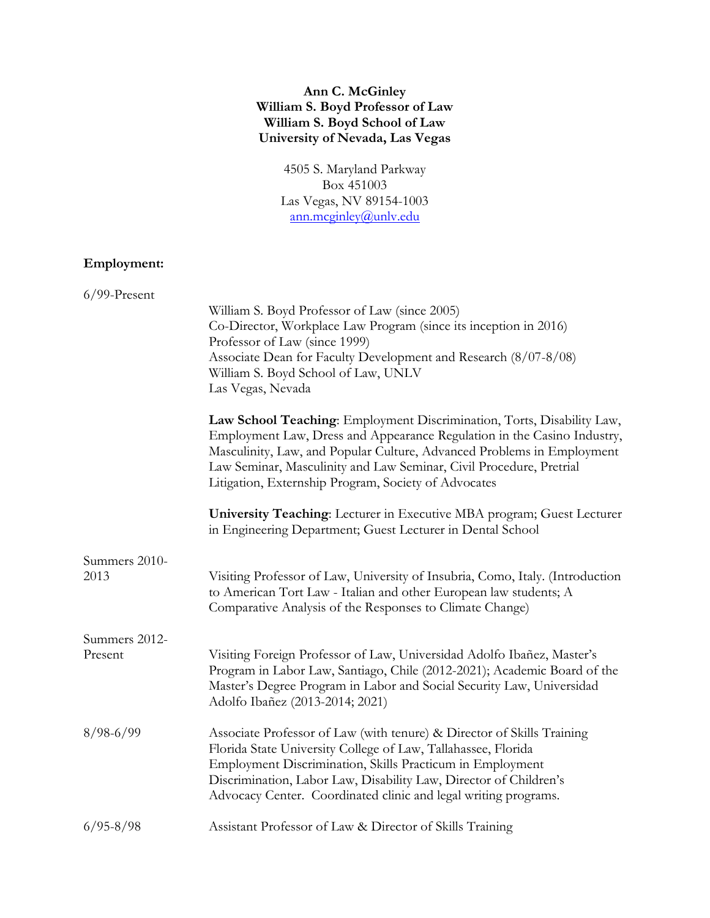**Ann C. McGinley**
**William S. Boyd Professor of Law**
**William S. Boyd School of Law**
**University of Nevada, Las Vegas**

4505 S. Maryland Parkway
Box 451003
Las Vegas, NV 89154-1003
ann.mcginley@unlv.edu

## Employment:

**6/99-Present**

William S. Boyd Professor of Law (since 2005)
Co-Director, Workplace Law Program (since its inception in 2016)
Professor of Law (since 1999)
Associate Dean for Faculty Development and Research (8/07-8/08)
William S. Boyd School of Law, UNLV
Las Vegas, Nevada

**Law School Teaching**: Employment Discrimination, Torts, Disability Law, Employment Law, Dress and Appearance Regulation in the Casino Industry, Masculinity, Law, and Popular Culture, Advanced Problems in Employment Law Seminar, Masculinity and Law Seminar, Civil Procedure, Pretrial Litigation, Externship Program, Society of Advocates

**University Teaching**: Lecturer in Executive MBA program; Guest Lecturer in Engineering Department; Guest Lecturer in Dental School

**Summers 2010-2013**

Visiting Professor of Law, University of Insubria, Como, Italy. (Introduction to American Tort Law - Italian and other European law students; A Comparative Analysis of the Responses to Climate Change)

**Summers 2012-Present**

Visiting Foreign Professor of Law, Universidad Adolfo Ibañez, Master's Program in Labor Law, Santiago, Chile (2012-2021); Academic Board of the Master's Degree Program in Labor and Social Security Law, Universidad Adolfo Ibañez (2013-2014; 2021)

**8/98-6/99**

Associate Professor of Law (with tenure) & Director of Skills Training
Florida State University College of Law, Tallahassee, Florida
Employment Discrimination, Skills Practicum in Employment Discrimination, Labor Law, Disability Law, Director of Children's Advocacy Center. Coordinated clinic and legal writing programs.

**6/95-8/98**

Assistant Professor of Law & Director of Skills Training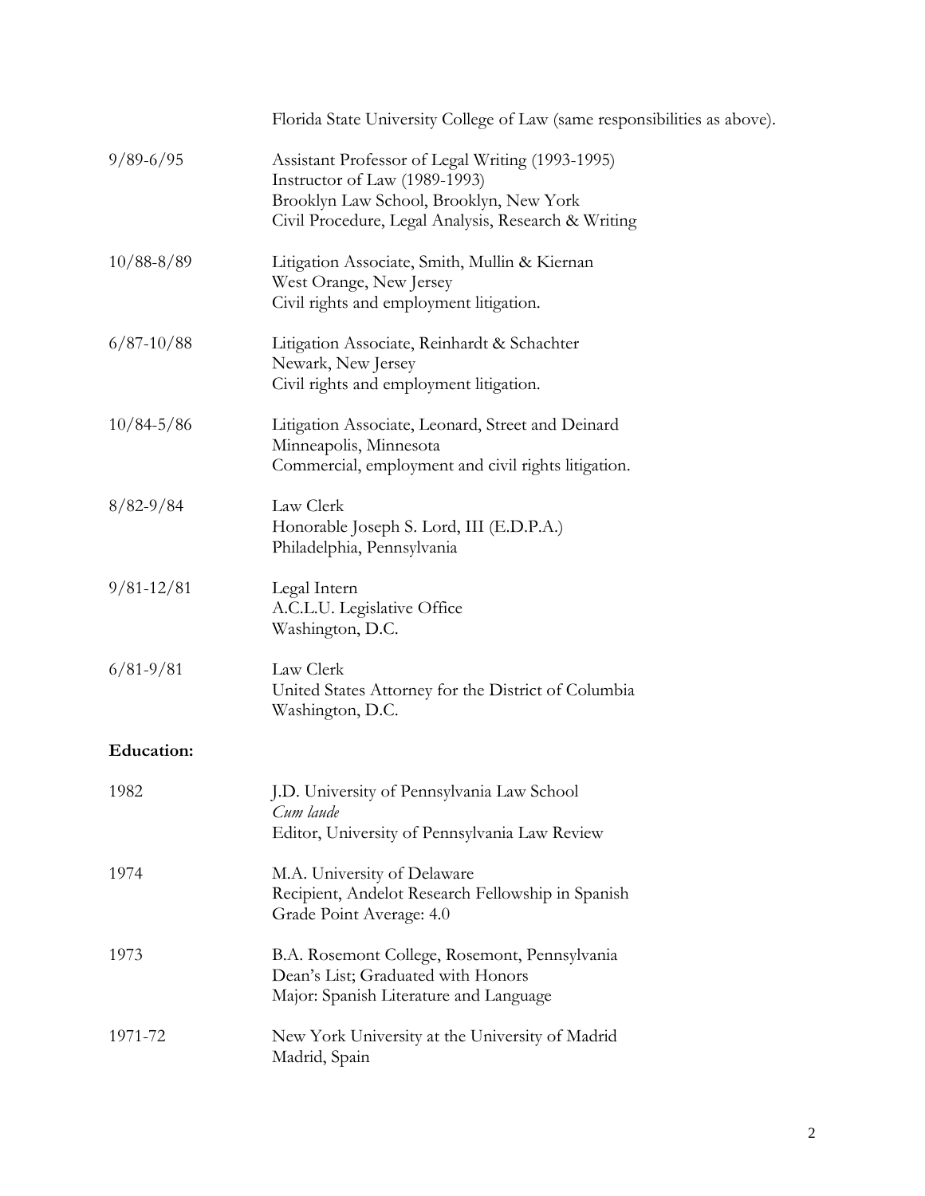Florida State University College of Law (same responsibilities as above).

| | |
|---|---|
| 9/89-6/95 | Assistant Professor of Legal Writing (1993-1995)<br>Instructor of Law (1989-1993)<br>Brooklyn Law School, Brooklyn, New York<br>Civil Procedure, Legal Analysis, Research & Writing |
| 10/88-8/89 | Litigation Associate, Smith, Mullin & Kiernan<br>West Orange, New Jersey<br>Civil rights and employment litigation. |
| 6/87-10/88 | Litigation Associate, Reinhardt & Schachter<br>Newark, New Jersey<br>Civil rights and employment litigation. |
| 10/84-5/86 | Litigation Associate, Leonard, Street and Deinard<br>Minneapolis, Minnesota<br>Commercial, employment and civil rights litigation. |
| 8/82-9/84 | Law Clerk<br>Honorable Joseph S. Lord, III (E.D.P.A.)<br>Philadelphia, Pennsylvania |
| 9/81-12/81 | Legal Intern<br>A.C.L.U. Legislative Office<br>Washington, D.C. |
| 6/81-9/81 | Law Clerk<br>United States Attorney for the District of Columbia<br>Washington, D.C. |

**Education:**

| | |
|---|---|
| 1982 | J.D. University of Pennsylvania Law School<br>*Cum laude*<br>Editor, University of Pennsylvania Law Review |
| 1974 | M.A. University of Delaware<br>Recipient, Andelot Research Fellowship in Spanish<br>Grade Point Average: 4.0 |
| 1973 | B.A. Rosemont College, Rosemont, Pennsylvania<br>Dean's List; Graduated with Honors<br>Major: Spanish Literature and Language |
| 1971-72 | New York University at the University of Madrid<br>Madrid, Spain |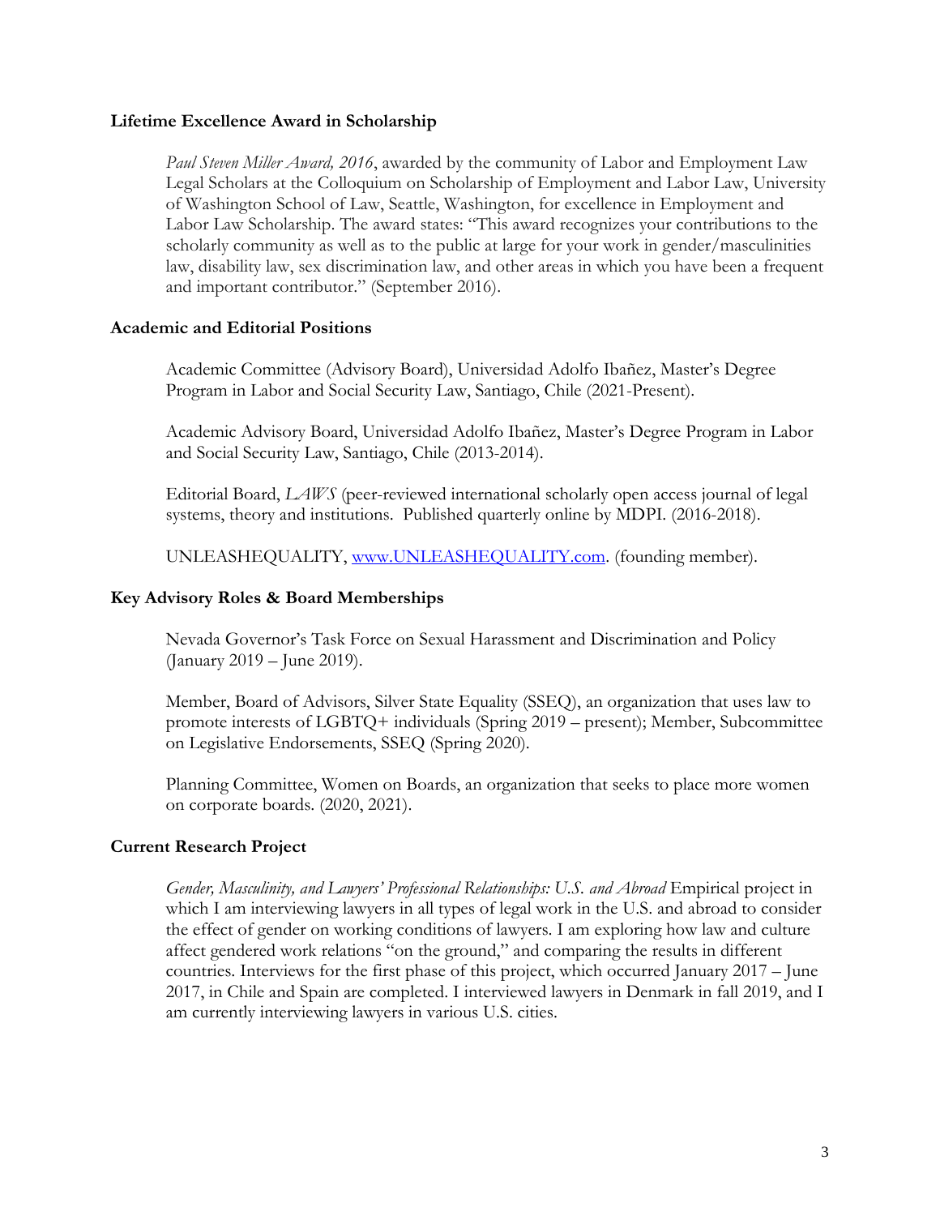### Lifetime Excellence Award in Scholarship

*Paul Steven Miller Award, 2016*, awarded by the community of Labor and Employment Law Legal Scholars at the Colloquium on Scholarship of Employment and Labor Law, University of Washington School of Law, Seattle, Washington, for excellence in Employment and Labor Law Scholarship. The award states: "This award recognizes your contributions to the scholarly community as well as to the public at large for your work in gender/masculinities law, disability law, sex discrimination law, and other areas in which you have been a frequent and important contributor." (September 2016).

### Academic and Editorial Positions

Academic Committee (Advisory Board), Universidad Adolfo Ibañez, Master's Degree Program in Labor and Social Security Law, Santiago, Chile (2021-Present).

Academic Advisory Board, Universidad Adolfo Ibañez, Master's Degree Program in Labor and Social Security Law, Santiago, Chile (2013-2014).

Editorial Board, *LAWS* (peer-reviewed international scholarly open access journal of legal systems, theory and institutions. Published quarterly online by MDPI. (2016-2018).

UNLEASHEQUALITY, [www.UNLEASHEQUALITY.com](www.UNLEASHEQUALITY.com). (founding member).

### Key Advisory Roles & Board Memberships

Nevada Governor's Task Force on Sexual Harassment and Discrimination and Policy (January 2019 – June 2019).

Member, Board of Advisors, Silver State Equality (SSEQ), an organization that uses law to promote interests of LGBTQ+ individuals (Spring 2019 – present); Member, Subcommittee on Legislative Endorsements, SSEQ (Spring 2020).

Planning Committee, Women on Boards, an organization that seeks to place more women on corporate boards. (2020, 2021).

### Current Research Project

*Gender, Masculinity, and Lawyers' Professional Relationships: U.S. and Abroad* Empirical project in which I am interviewing lawyers in all types of legal work in the U.S. and abroad to consider the effect of gender on working conditions of lawyers. I am exploring how law and culture affect gendered work relations "on the ground," and comparing the results in different countries. Interviews for the first phase of this project, which occurred January 2017 – June 2017, in Chile and Spain are completed. I interviewed lawyers in Denmark in fall 2019, and I am currently interviewing lawyers in various U.S. cities.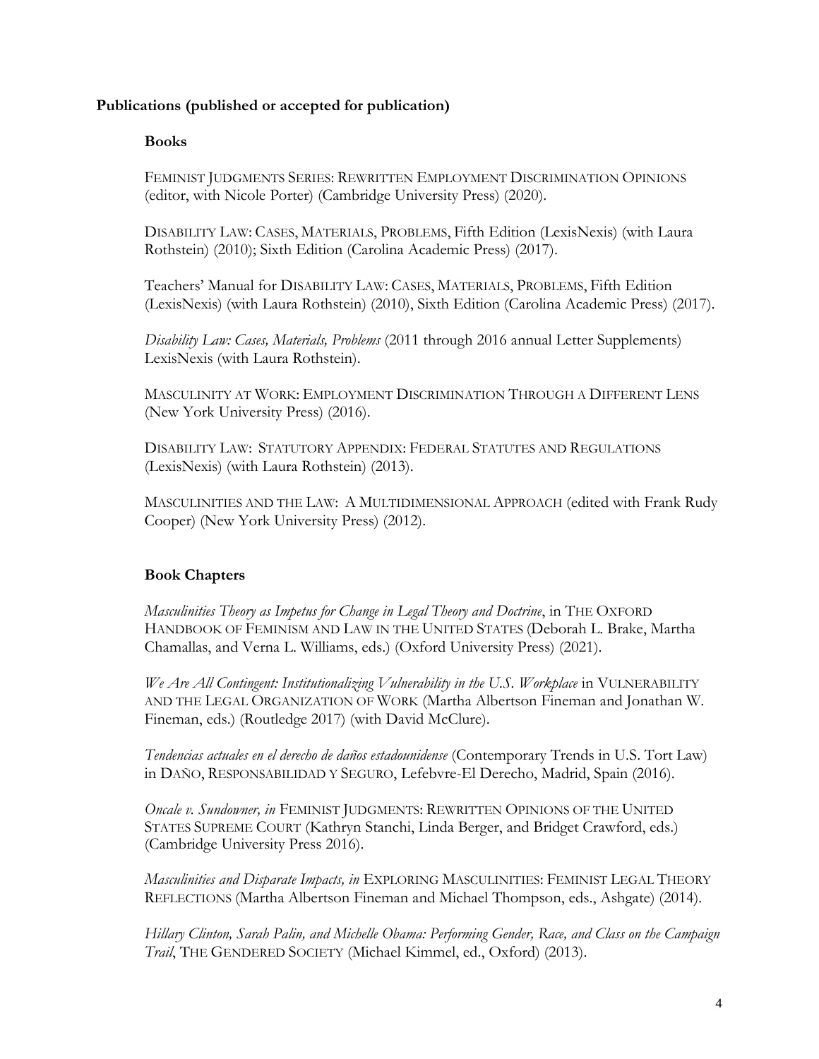**Publications (published or accepted for publication)**

**Books**

FEMINIST JUDGMENTS SERIES: REWRITTEN EMPLOYMENT DISCRIMINATION OPINIONS (editor, with Nicole Porter) (Cambridge University Press) (2020).

DISABILITY LAW: CASES, MATERIALS, PROBLEMS, Fifth Edition (LexisNexis) (with Laura Rothstein) (2010); Sixth Edition (Carolina Academic Press) (2017).

Teachers' Manual for DISABILITY LAW: CASES, MATERIALS, PROBLEMS, Fifth Edition (LexisNexis) (with Laura Rothstein) (2010), Sixth Edition (Carolina Academic Press) (2017).

*Disability Law: Cases, Materials, Problems* (2011 through 2016 annual Letter Supplements) LexisNexis (with Laura Rothstein).

MASCULINITY AT WORK: EMPLOYMENT DISCRIMINATION THROUGH A DIFFERENT LENS (New York University Press) (2016).

DISABILITY LAW: STATUTORY APPENDIX: FEDERAL STATUTES AND REGULATIONS (LexisNexis) (with Laura Rothstein) (2013).

MASCULINITIES AND THE LAW: A MULTIDIMENSIONAL APPROACH (edited with Frank Rudy Cooper) (New York University Press) (2012).

**Book Chapters**

*Masculinities Theory as Impetus for Change in Legal Theory and Doctrine*, in THE OXFORD HANDBOOK OF FEMINISM AND LAW IN THE UNITED STATES (Deborah L. Brake, Martha Chamallas, and Verna L. Williams, eds.) (Oxford University Press) (2021).

*We Are All Contingent: Institutionalizing Vulnerability in the U.S. Workplace* in VULNERABILITY AND THE LEGAL ORGANIZATION OF WORK (Martha Albertson Fineman and Jonathan W. Fineman, eds.) (Routledge 2017) (with David McClure).

*Tendencias actuales en el derecho de daños estadounidense* (Contemporary Trends in U.S. Tort Law) in DAÑO, RESPONSABILIDAD Y SEGURO, Lefebvre-El Derecho, Madrid, Spain (2016).

*Oncale v. Sundowner, in* FEMINIST JUDGMENTS: REWRITTEN OPINIONS OF THE UNITED STATES SUPREME COURT (Kathryn Stanchi, Linda Berger, and Bridget Crawford, eds.) (Cambridge University Press 2016).

*Masculinities and Disparate Impacts, in* EXPLORING MASCULINITIES: FEMINIST LEGAL THEORY REFLECTIONS (Martha Albertson Fineman and Michael Thompson, eds., Ashgate) (2014).

*Hillary Clinton, Sarah Palin, and Michelle Obama: Performing Gender, Race, and Class on the Campaign Trail*, THE GENDERED SOCIETY (Michael Kimmel, ed., Oxford) (2013).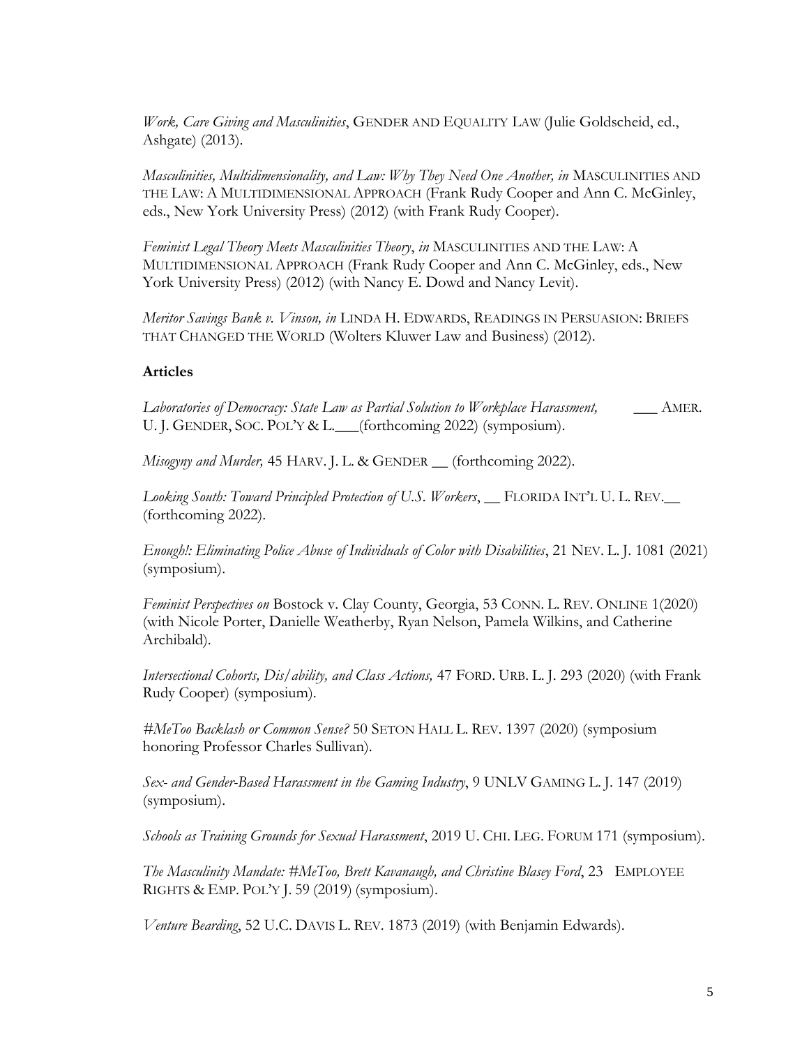*Work, Care Giving and Masculinities*, GENDER AND EQUALITY LAW (Julie Goldscheid, ed., Ashgate) (2013).

*Masculinities, Multidimensionality, and Law: Why They Need One Another, in* MASCULINITIES AND THE LAW: A MULTIDIMENSIONAL APPROACH (Frank Rudy Cooper and Ann C. McGinley, eds., New York University Press) (2012) (with Frank Rudy Cooper).

*Feminist Legal Theory Meets Masculinities Theory*, *in* MASCULINITIES AND THE LAW: A MULTIDIMENSIONAL APPROACH (Frank Rudy Cooper and Ann C. McGinley, eds., New York University Press) (2012) (with Nancy E. Dowd and Nancy Levit).

*Meritor Savings Bank v. Vinson, in* LINDA H. EDWARDS, READINGS IN PERSUASION: BRIEFS THAT CHANGED THE WORLD (Wolters Kluwer Law and Business) (2012).

**Articles**

*Laboratories of Democracy: State Law as Partial Solution to Workplace Harassment,* ___ AMER. U. J. GENDER, SOC. POL'Y & L.___(forthcoming 2022) (symposium).

*Misogyny and Murder,* 45 HARV. J. L. & GENDER __ (forthcoming 2022).

*Looking South: Toward Principled Protection of U.S. Workers*, __ FLORIDA INT'L U. L. REV.__ (forthcoming 2022).

*Enough!: Eliminating Police Abuse of Individuals of Color with Disabilities*, 21 NEV. L. J. 1081 (2021) (symposium).

*Feminist Perspectives on* Bostock v. Clay County, Georgia, 53 CONN. L. REV. ONLINE 1(2020) (with Nicole Porter, Danielle Weatherby, Ryan Nelson, Pamela Wilkins, and Catherine Archibald).

*Intersectional Cohorts, Dis/ability, and Class Actions,* 47 FORD. URB. L. J. 293 (2020) (with Frank Rudy Cooper) (symposium).

*#MeToo Backlash or Common Sense?* 50 SETON HALL L. REV. 1397 (2020) (symposium honoring Professor Charles Sullivan).

*Sex- and Gender-Based Harassment in the Gaming Industry*, 9 UNLV GAMING L. J. 147 (2019) (symposium).

*Schools as Training Grounds for Sexual Harassment*, 2019 U. CHI. LEG. FORUM 171 (symposium).

*The Masculinity Mandate: #MeToo, Brett Kavanaugh, and Christine Blasey Ford*, 23 EMPLOYEE RIGHTS & EMP. POL'Y J. 59 (2019) (symposium).

*Venture Bearding*, 52 U.C. DAVIS L. REV. 1873 (2019) (with Benjamin Edwards).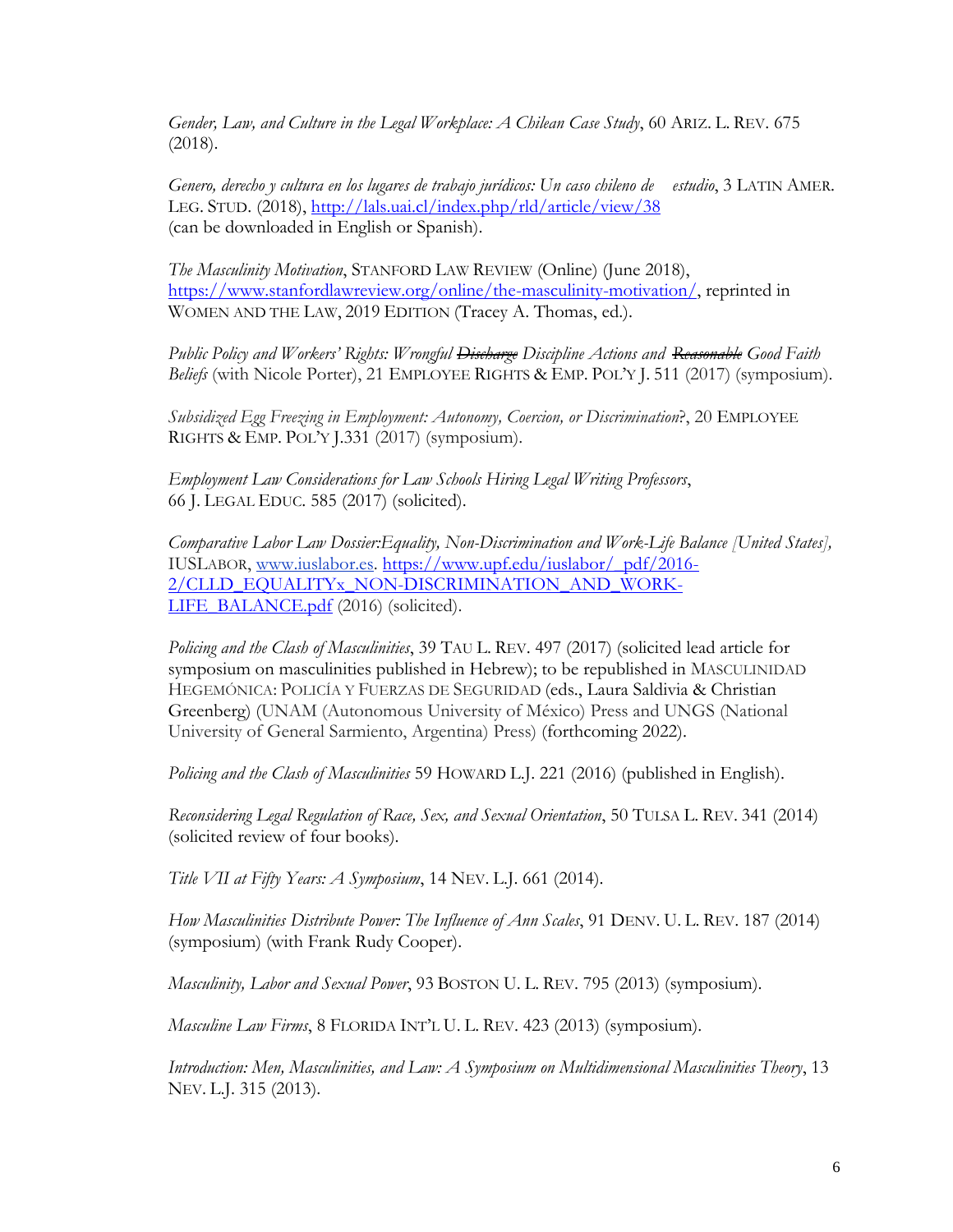*Gender, Law, and Culture in the Legal Workplace: A Chilean Case Study*, 60 ARIZ. L. REV. 675 (2018).

*Genero, derecho y cultura en los lugares de trabajo jurídicos: Un caso chileno de estudio*, 3 LATIN AMER. LEG. STUD. (2018), http://lals.uai.cl/index.php/rld/article/view/38 (can be downloaded in English or Spanish).

*The Masculinity Motivation*, STANFORD LAW REVIEW (Online) (June 2018), https://www.stanfordlawreview.org/online/the-masculinity-motivation/, reprinted in WOMEN AND THE LAW, 2019 EDITION (Tracey A. Thomas, ed.).

*Public Policy and Workers' Rights: Wrongful ~~Discharge~~ Discipline Actions and ~~Reasonable~~ Good Faith Beliefs* (with Nicole Porter), 21 EMPLOYEE RIGHTS & EMP. POL'Y J. 511 (2017) (symposium).

*Subsidized Egg Freezing in Employment: Autonomy, Coercion, or Discrimination*?, 20 EMPLOYEE RIGHTS & EMP. POL'Y J.331 (2017) (symposium).

*Employment Law Considerations for Law Schools Hiring Legal Writing Professors*, 66 J. LEGAL EDUC. 585 (2017) (solicited).

*Comparative Labor Law Dossier:Equality, Non-Discrimination and Work-Life Balance [United States],* IUSLABOR, www.iuslabor.es. https://www.upf.edu/iuslabor/_pdf/2016-2/CLLD_EQUALITYx_NON-DISCRIMINATION_AND_WORK-LIFE_BALANCE.pdf (2016) (solicited).

*Policing and the Clash of Masculinities*, 39 TAU L. REV. 497 (2017) (solicited lead article for symposium on masculinities published in Hebrew); to be republished in MASCULINIDAD HEGEMÓNICA: POLICÍA Y FUERZAS DE SEGURIDAD (eds., Laura Saldivia & Christian Greenberg) (UNAM (Autonomous University of México) Press and UNGS (National University of General Sarmiento, Argentina) Press) (forthcoming 2022).

*Policing and the Clash of Masculinities* 59 HOWARD L.J. 221 (2016) (published in English).

*Reconsidering Legal Regulation of Race, Sex, and Sexual Orientation*, 50 TULSA L. REV. 341 (2014) (solicited review of four books).

*Title VII at Fifty Years: A Symposium*, 14 NEV. L.J. 661 (2014).

*How Masculinities Distribute Power: The Influence of Ann Scales*, 91 DENV. U. L. REV. 187 (2014) (symposium) (with Frank Rudy Cooper).

*Masculinity, Labor and Sexual Power*, 93 BOSTON U. L. REV. 795 (2013) (symposium).

*Masculine Law Firms*, 8 FLORIDA INT'L U. L. REV. 423 (2013) (symposium).

*Introduction: Men, Masculinities, and Law: A Symposium on Multidimensional Masculinities Theory*, 13 NEV. L.J. 315 (2013).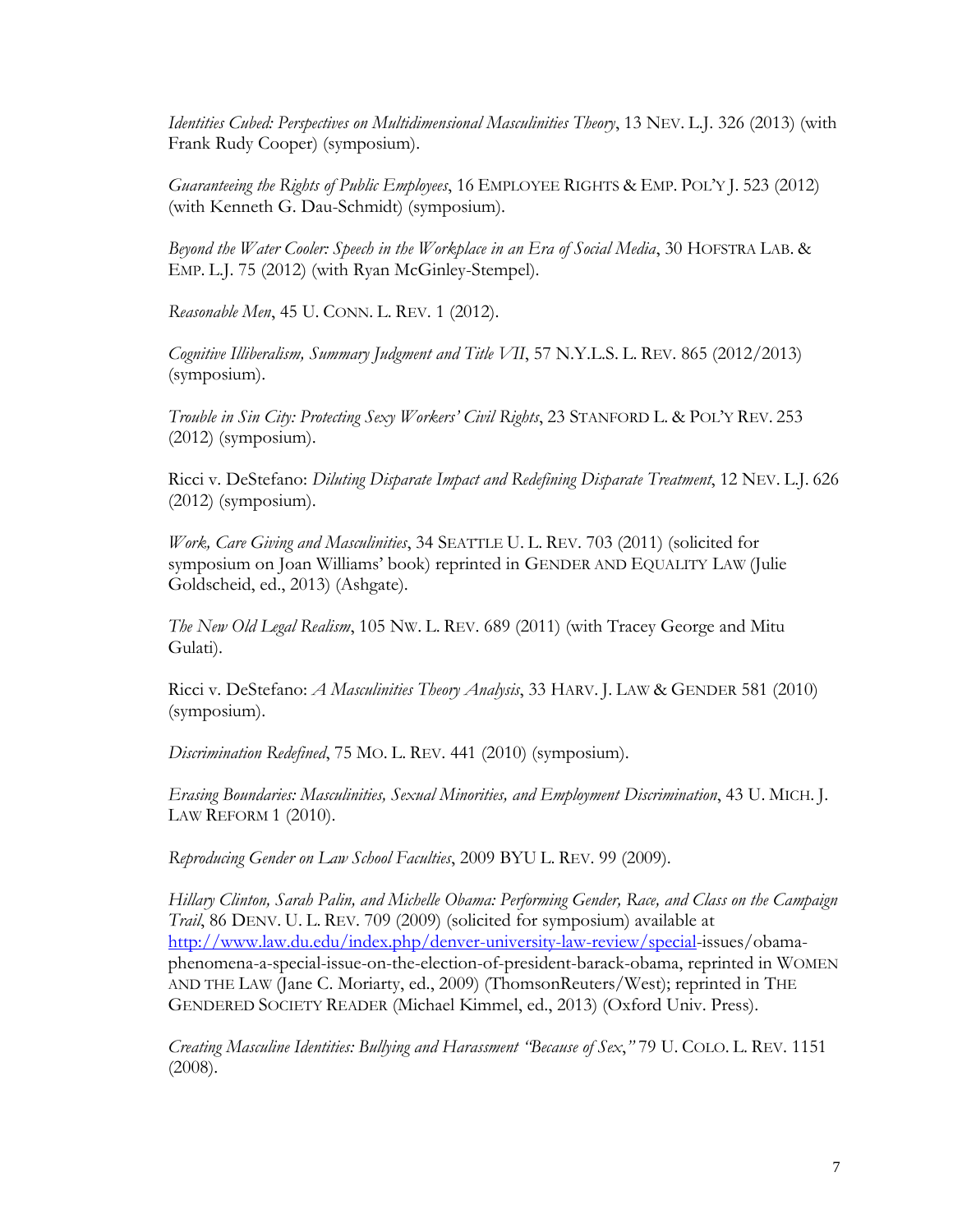*Identities Cubed: Perspectives on Multidimensional Masculinities Theory*, 13 NEV. L.J. 326 (2013) (with Frank Rudy Cooper) (symposium).

*Guaranteeing the Rights of Public Employees*, 16 EMPLOYEE RIGHTS & EMP. POL'Y J. 523 (2012) (with Kenneth G. Dau-Schmidt) (symposium).

*Beyond the Water Cooler: Speech in the Workplace in an Era of Social Media*, 30 HOFSTRA LAB. & EMP. L.J. 75 (2012) (with Ryan McGinley-Stempel).

*Reasonable Men*, 45 U. CONN. L. REV. 1 (2012).

*Cognitive Illiberalism, Summary Judgment and Title VII*, 57 N.Y.L.S. L. REV. 865 (2012/2013) (symposium).

*Trouble in Sin City: Protecting Sexy Workers' Civil Rights*, 23 STANFORD L. & POL'Y REV. 253 (2012) (symposium).

Ricci v. DeStefano: *Diluting Disparate Impact and Redefining Disparate Treatment*, 12 NEV. L.J. 626 (2012) (symposium).

*Work, Care Giving and Masculinities*, 34 SEATTLE U. L. REV. 703 (2011) (solicited for symposium on Joan Williams' book) reprinted in GENDER AND EQUALITY LAW (Julie Goldscheid, ed., 2013) (Ashgate).

*The New Old Legal Realism*, 105 NW. L. REV. 689 (2011) (with Tracey George and Mitu Gulati).

Ricci v. DeStefano: *A Masculinities Theory Analysis*, 33 HARV. J. LAW & GENDER 581 (2010) (symposium).

*Discrimination Redefined*, 75 MO. L. REV. 441 (2010) (symposium).

*Erasing Boundaries: Masculinities, Sexual Minorities, and Employment Discrimination*, 43 U. MICH. J. LAW REFORM 1 (2010).

*Reproducing Gender on Law School Faculties*, 2009 BYU L. REV. 99 (2009).

*Hillary Clinton, Sarah Palin, and Michelle Obama: Performing Gender, Race, and Class on the Campaign Trail*, 86 DENV. U. L. REV. 709 (2009) (solicited for symposium) available at http://www.law.du.edu/index.php/denver-university-law-review/special-issues/obama-phenomena-a-special-issue-on-the-election-of-president-barack-obama, reprinted in WOMEN AND THE LAW (Jane C. Moriarty, ed., 2009) (ThomsonReuters/West); reprinted in THE GENDERED SOCIETY READER (Michael Kimmel, ed., 2013) (Oxford Univ. Press).

*Creating Masculine Identities: Bullying and Harassment "Because of Sex*,*"* 79 U. COLO. L. REV. 1151 (2008).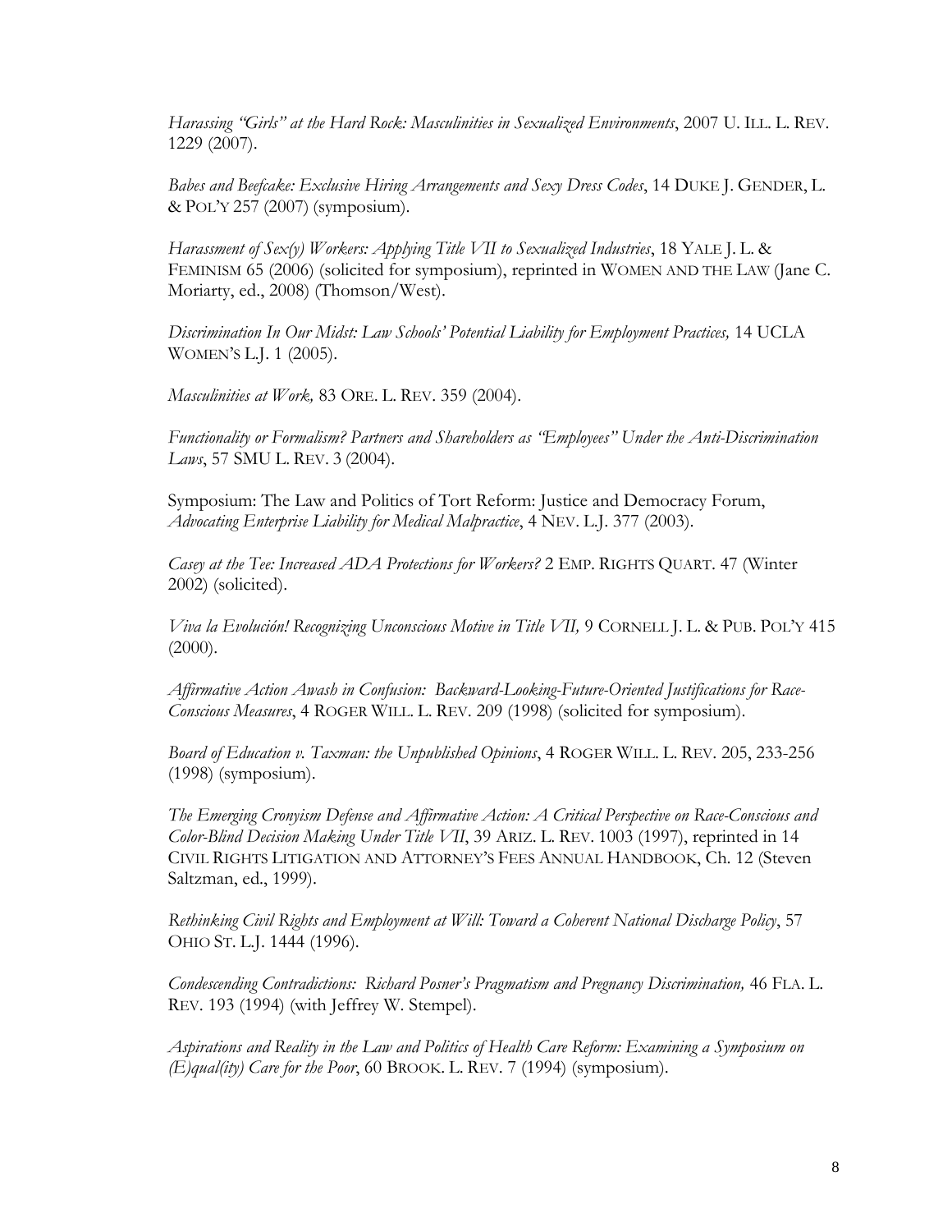*Harassing "Girls" at the Hard Rock: Masculinities in Sexualized Environments*, 2007 U. ILL. L. REV. 1229 (2007).

*Babes and Beefcake: Exclusive Hiring Arrangements and Sexy Dress Codes*, 14 DUKE J. GENDER, L. & POL'Y 257 (2007) (symposium).

*Harassment of Sex(y) Workers: Applying Title VII to Sexualized Industries*, 18 YALE J. L. & FEMINISM 65 (2006) (solicited for symposium), reprinted in WOMEN AND THE LAW (Jane C. Moriarty, ed., 2008) (Thomson/West).

*Discrimination In Our Midst: Law Schools' Potential Liability for Employment Practices,* 14 UCLA WOMEN'S L.J. 1 (2005).

*Masculinities at Work,* 83 ORE. L. REV. 359 (2004).

*Functionality or Formalism? Partners and Shareholders as "Employees" Under the Anti-Discrimination Laws*, 57 SMU L. REV. 3 (2004).

Symposium: The Law and Politics of Tort Reform: Justice and Democracy Forum, *Advocating Enterprise Liability for Medical Malpractice*, 4 NEV. L.J. 377 (2003).

*Casey at the Tee: Increased ADA Protections for Workers?* 2 EMP. RIGHTS QUART. 47 (Winter 2002) (solicited).

*Viva la Evolución! Recognizing Unconscious Motive in Title VII,* 9 CORNELL J. L. & PUB. POL'Y 415 (2000).

*Affirmative Action Awash in Confusion: Backward-Looking-Future-Oriented Justifications for Race-Conscious Measures*, 4 ROGER WILL. L. REV. 209 (1998) (solicited for symposium).

*Board of Education v. Taxman: the Unpublished Opinions*, 4 ROGER WILL. L. REV. 205, 233-256 (1998) (symposium).

*The Emerging Cronyism Defense and Affirmative Action: A Critical Perspective on Race-Conscious and Color-Blind Decision Making Under Title VII*, 39 ARIZ. L. REV. 1003 (1997), reprinted in 14 CIVIL RIGHTS LITIGATION AND ATTORNEY'S FEES ANNUAL HANDBOOK, Ch. 12 (Steven Saltzman, ed., 1999).

*Rethinking Civil Rights and Employment at Will: Toward a Coherent National Discharge Policy*, 57 OHIO ST. L.J. 1444 (1996).

*Condescending Contradictions: Richard Posner's Pragmatism and Pregnancy Discrimination,* 46 FLA. L. REV. 193 (1994) (with Jeffrey W. Stempel).

*Aspirations and Reality in the Law and Politics of Health Care Reform: Examining a Symposium on (E)qual(ity) Care for the Poor*, 60 BROOK. L. REV. 7 (1994) (symposium).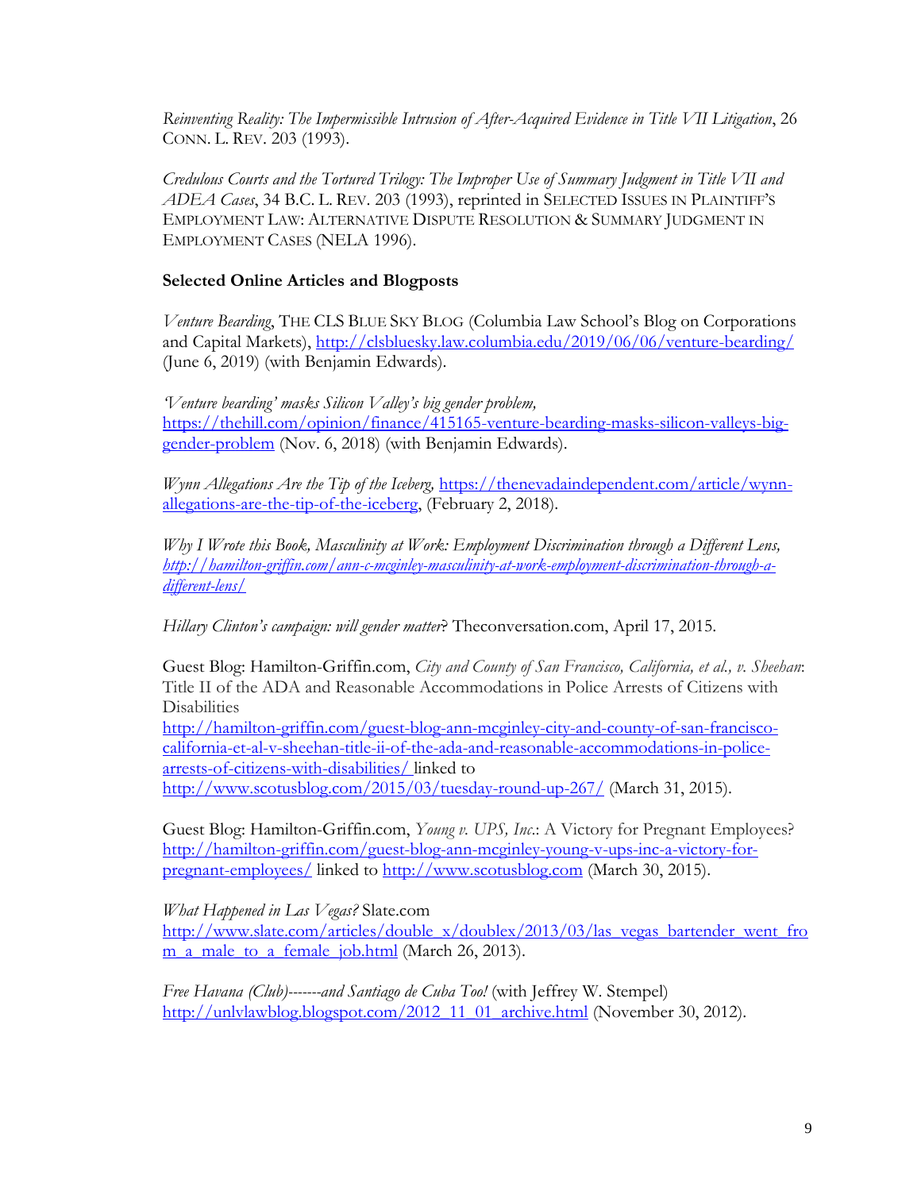*Reinventing Reality: The Impermissible Intrusion of After-Acquired Evidence in Title VII Litigation*, 26 CONN. L. REV. 203 (1993).

*Credulous Courts and the Tortured Trilogy: The Improper Use of Summary Judgment in Title VII and ADEA Cases*, 34 B.C. L. REV. 203 (1993), reprinted in SELECTED ISSUES IN PLAINTIFF'S EMPLOYMENT LAW: ALTERNATIVE DISPUTE RESOLUTION & SUMMARY JUDGMENT IN EMPLOYMENT CASES (NELA 1996).

**Selected Online Articles and Blogposts**

*Venture Bearding*, THE CLS BLUE SKY BLOG (Columbia Law School's Blog on Corporations and Capital Markets), http://clsbluesky.law.columbia.edu/2019/06/06/venture-bearding/ (June 6, 2019) (with Benjamin Edwards).

*'Venture bearding' masks Silicon Valley's big gender problem,* https://thehill.com/opinion/finance/415165-venture-bearding-masks-silicon-valleys-big-gender-problem (Nov. 6, 2018) (with Benjamin Edwards).

*Wynn Allegations Are the Tip of the Iceberg,* https://thenevadaindependent.com/article/wynn-allegations-are-the-tip-of-the-iceberg, (February 2, 2018).

*Why I Wrote this Book, Masculinity at Work: Employment Discrimination through a Different Lens,* *http://hamilton-griffin.com/ann-c-mcginley-masculinity-at-work-employment-discrimination-through-a-different-lens/*

*Hillary Clinton's campaign: will gender matter*? Theconversation.com, April 17, 2015.

Guest Blog: Hamilton-Griffin.com, *City and County of San Francisco, California, et al., v. Sheehan*: Title II of the ADA and Reasonable Accommodations in Police Arrests of Citizens with Disabilities
http://hamilton-griffin.com/guest-blog-ann-mcginley-city-and-county-of-san-francisco-california-et-al-v-sheehan-title-ii-of-the-ada-and-reasonable-accommodations-in-police-arrests-of-citizens-with-disabilities/ linked to
http://www.scotusblog.com/2015/03/tuesday-round-up-267/ (March 31, 2015).

Guest Blog: Hamilton-Griffin.com, *Young v. UPS, Inc.*: A Victory for Pregnant Employees? http://hamilton-griffin.com/guest-blog-ann-mcginley-young-v-ups-inc-a-victory-for-pregnant-employees/ linked to http://www.scotusblog.com (March 30, 2015).

*What Happened in Las Vegas?* Slate.com
http://www.slate.com/articles/double_x/doublex/2013/03/las_vegas_bartender_went_from_a_male_to_a_female_job.html (March 26, 2013).

*Free Havana (Club)-------and Santiago de Cuba Too!* (with Jeffrey W. Stempel)
http://unlvlawblog.blogspot.com/2012_11_01_archive.html (November 30, 2012).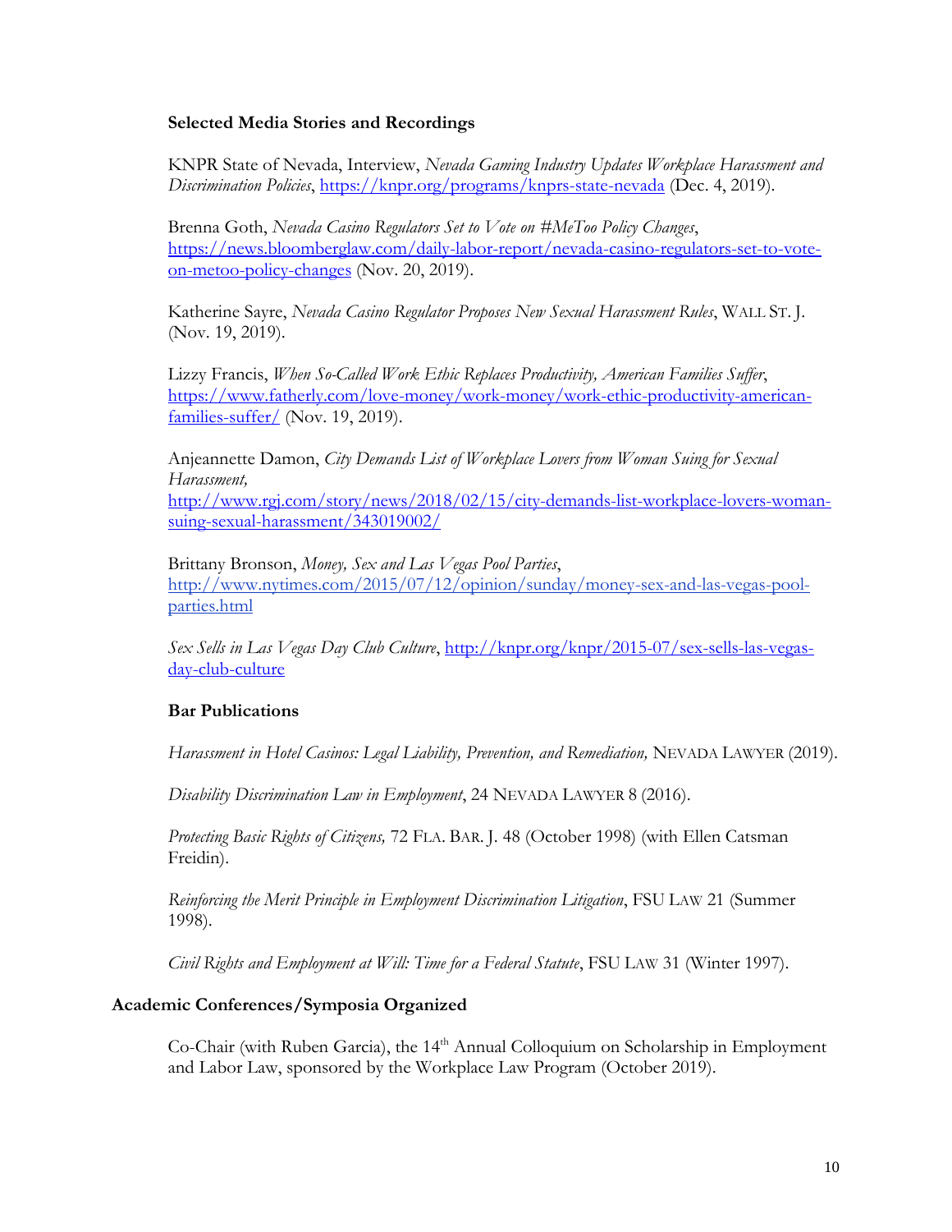### Selected Media Stories and Recordings

KNPR State of Nevada, Interview, *Nevada Gaming Industry Updates Workplace Harassment and Discrimination Policies*, https://knpr.org/programs/knprs-state-nevada (Dec. 4, 2019).

Brenna Goth, *Nevada Casino Regulators Set to Vote on #MeToo Policy Changes*, https://news.bloomberglaw.com/daily-labor-report/nevada-casino-regulators-set-to-vote-on-metoo-policy-changes (Nov. 20, 2019).

Katherine Sayre, *Nevada Casino Regulator Proposes New Sexual Harassment Rules*, WALL ST. J. (Nov. 19, 2019).

Lizzy Francis, *When So-Called Work Ethic Replaces Productivity, American Families Suffer*, https://www.fatherly.com/love-money/work-money/work-ethic-productivity-american-families-suffer/ (Nov. 19, 2019).

Anjeannette Damon, *City Demands List of Workplace Lovers from Woman Suing for Sexual Harassment,* http://www.rgj.com/story/news/2018/02/15/city-demands-list-workplace-lovers-woman-suing-sexual-harassment/343019002/

Brittany Bronson, *Money, Sex and Las Vegas Pool Parties*, http://www.nytimes.com/2015/07/12/opinion/sunday/money-sex-and-las-vegas-pool-parties.html

*Sex Sells in Las Vegas Day Club Culture*, http://knpr.org/knpr/2015-07/sex-sells-las-vegas-day-club-culture

### Bar Publications

*Harassment in Hotel Casinos: Legal Liability, Prevention, and Remediation,* NEVADA LAWYER (2019).

*Disability Discrimination Law in Employment*, 24 NEVADA LAWYER 8 (2016).

*Protecting Basic Rights of Citizens,* 72 FLA. BAR. J. 48 (October 1998) (with Ellen Catsman Freidin).

*Reinforcing the Merit Principle in Employment Discrimination Litigation*, FSU LAW 21 (Summer 1998).

*Civil Rights and Employment at Will: Time for a Federal Statute*, FSU LAW 31 (Winter 1997).

## Academic Conferences/Symposia Organized

Co-Chair (with Ruben Garcia), the 14th Annual Colloquium on Scholarship in Employment and Labor Law, sponsored by the Workplace Law Program (October 2019).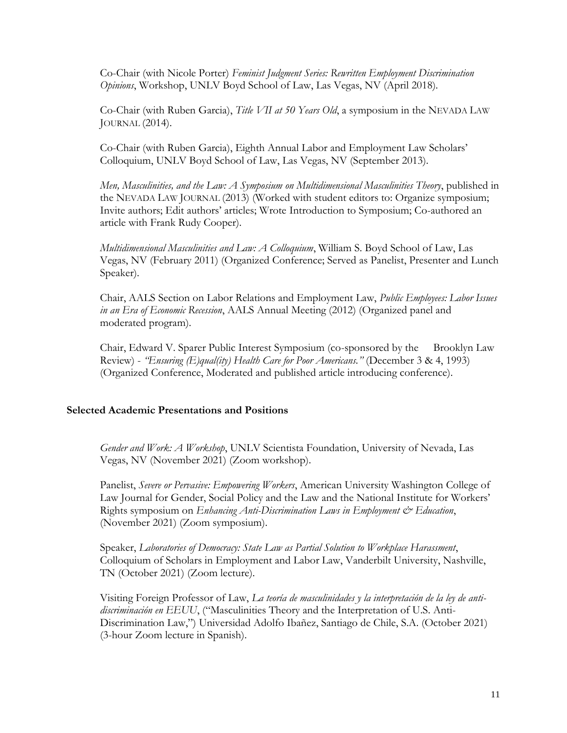Co-Chair (with Nicole Porter) *Feminist Judgment Series: Rewritten Employment Discrimination Opinions*, Workshop, UNLV Boyd School of Law, Las Vegas, NV (April 2018).

Co-Chair (with Ruben Garcia), *Title VII at 50 Years Old*, a symposium in the NEVADA LAW JOURNAL (2014).

Co-Chair (with Ruben Garcia), Eighth Annual Labor and Employment Law Scholars' Colloquium, UNLV Boyd School of Law, Las Vegas, NV (September 2013).

*Men, Masculinities, and the Law: A Symposium on Multidimensional Masculinities Theory*, published in the NEVADA LAW JOURNAL (2013) (Worked with student editors to: Organize symposium; Invite authors; Edit authors' articles; Wrote Introduction to Symposium; Co-authored an article with Frank Rudy Cooper).

*Multidimensional Masculinities and Law: A Colloquium*, William S. Boyd School of Law, Las Vegas, NV (February 2011) (Organized Conference; Served as Panelist, Presenter and Lunch Speaker).

Chair, AALS Section on Labor Relations and Employment Law, *Public Employees: Labor Issues in an Era of Economic Recession*, AALS Annual Meeting (2012) (Organized panel and moderated program).

Chair, Edward V. Sparer Public Interest Symposium (co-sponsored by the Brooklyn Law Review) - *"Ensuring (E)qual(ity) Health Care for Poor Americans."* (December 3 & 4, 1993) (Organized Conference, Moderated and published article introducing conference).

**Selected Academic Presentations and Positions**

*Gender and Work: A Workshop*, UNLV Scientista Foundation, University of Nevada, Las Vegas, NV (November 2021) (Zoom workshop).

Panelist, *Severe or Pervasive: Empowering Workers*, American University Washington College of Law Journal for Gender, Social Policy and the Law and the National Institute for Workers' Rights symposium on *Enhancing Anti-Discrimination Laws in Employment & Education*, (November 2021) (Zoom symposium).

Speaker, *Laboratories of Democracy: State Law as Partial Solution to Workplace Harassment*, Colloquium of Scholars in Employment and Labor Law, Vanderbilt University, Nashville, TN (October 2021) (Zoom lecture).

Visiting Foreign Professor of Law, *La teoría de masculinidades y la interpretación de la ley de anti-discriminación en EEUU*, ("Masculinities Theory and the Interpretation of U.S. Anti-Discrimination Law,") Universidad Adolfo Ibañez, Santiago de Chile, S.A. (October 2021) (3-hour Zoom lecture in Spanish).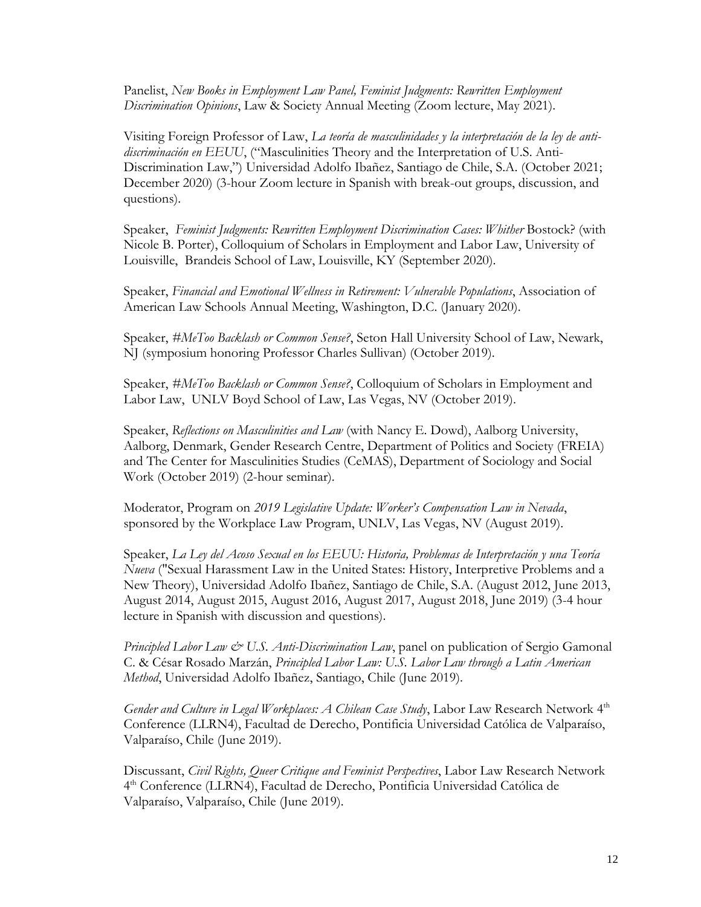Panelist, *New Books in Employment Law Panel, Feminist Judgments: Rewritten Employment Discrimination Opinions*, Law & Society Annual Meeting (Zoom lecture, May 2021).

Visiting Foreign Professor of Law, *La teoría de masculinidades y la interpretación de la ley de anti-discriminación en EEUU*, ("Masculinities Theory and the Interpretation of U.S. Anti-Discrimination Law,") Universidad Adolfo Ibañez, Santiago de Chile, S.A. (October 2021; December 2020) (3-hour Zoom lecture in Spanish with break-out groups, discussion, and questions).

Speaker, *Feminist Judgments: Rewritten Employment Discrimination Cases: Whither* Bostock? (with Nicole B. Porter), Colloquium of Scholars in Employment and Labor Law, University of Louisville, Brandeis School of Law, Louisville, KY (September 2020).

Speaker, *Financial and Emotional Wellness in Retirement: Vulnerable Populations*, Association of American Law Schools Annual Meeting, Washington, D.C. (January 2020).

Speaker, *#MeToo Backlash or Common Sense?*, Seton Hall University School of Law, Newark, NJ (symposium honoring Professor Charles Sullivan) (October 2019).

Speaker, *#MeToo Backlash or Common Sense?*, Colloquium of Scholars in Employment and Labor Law, UNLV Boyd School of Law, Las Vegas, NV (October 2019).

Speaker, *Reflections on Masculinities and Law* (with Nancy E. Dowd), Aalborg University, Aalborg, Denmark, Gender Research Centre, Department of Politics and Society (FREIA) and The Center for Masculinities Studies (CeMAS), Department of Sociology and Social Work (October 2019) (2-hour seminar).

Moderator, Program on *2019 Legislative Update: Worker's Compensation Law in Nevada*, sponsored by the Workplace Law Program, UNLV, Las Vegas, NV (August 2019).

Speaker, *La Ley del Acoso Sexual en los EEUU: Historia, Problemas de Interpretación y una Teoría Nueva* ("Sexual Harassment Law in the United States: History, Interpretive Problems and a New Theory), Universidad Adolfo Ibañez, Santiago de Chile, S.A. (August 2012, June 2013, August 2014, August 2015, August 2016, August 2017, August 2018, June 2019) (3-4 hour lecture in Spanish with discussion and questions).

*Principled Labor Law & U.S. Anti-Discrimination Law*, panel on publication of Sergio Gamonal C. & César Rosado Marzán, *Principled Labor Law: U.S. Labor Law through a Latin American Method*, Universidad Adolfo Ibañez, Santiago, Chile (June 2019).

*Gender and Culture in Legal Workplaces: A Chilean Case Study*, Labor Law Research Network 4th Conference (LLRN4), Facultad de Derecho, Pontificia Universidad Católica de Valparaíso, Valparaíso, Chile (June 2019).

Discussant, *Civil Rights, Queer Critique and Feminist Perspectives*, Labor Law Research Network 4th Conference (LLRN4), Facultad de Derecho, Pontificia Universidad Católica de Valparaíso, Valparaíso, Chile (June 2019).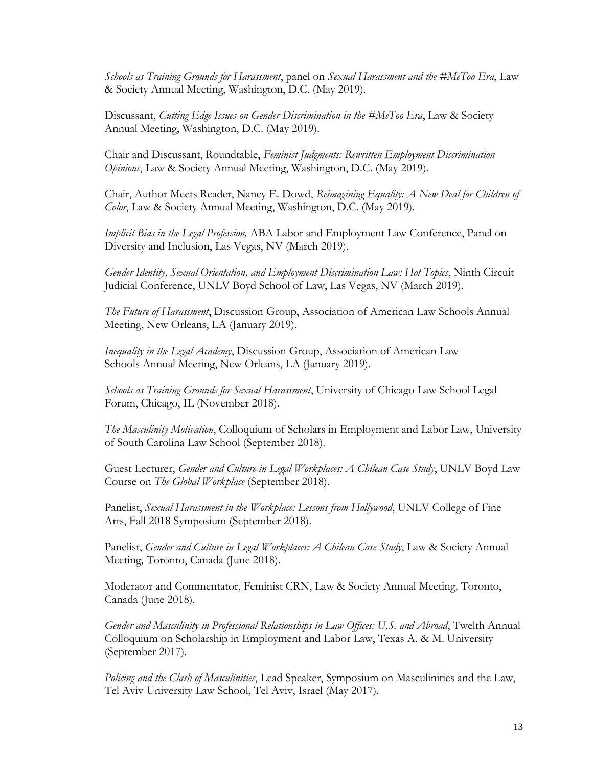*Schools as Training Grounds for Harassment*, panel on *Sexual Harassment and the #MeToo Era*, Law & Society Annual Meeting, Washington, D.C. (May 2019).

Discussant, *Cutting Edge Issues on Gender Discrimination in the #MeToo Era*, Law & Society Annual Meeting, Washington, D.C. (May 2019).

Chair and Discussant, Roundtable, *Feminist Judgments: Rewritten Employment Discrimination Opinions*, Law & Society Annual Meeting, Washington, D.C. (May 2019).

Chair, Author Meets Reader, Nancy E. Dowd, *Reimagining Equality: A New Deal for Children of Color*, Law & Society Annual Meeting, Washington, D.C. (May 2019).

*Implicit Bias in the Legal Profession,* ABA Labor and Employment Law Conference, Panel on Diversity and Inclusion, Las Vegas, NV (March 2019).

*Gender Identity, Sexual Orientation, and Employment Discrimination Law: Hot Topics*, Ninth Circuit Judicial Conference, UNLV Boyd School of Law, Las Vegas, NV (March 2019).

*The Future of Harassment*, Discussion Group, Association of American Law Schools Annual Meeting, New Orleans, LA (January 2019).

*Inequality in the Legal Academy*, Discussion Group, Association of American Law Schools Annual Meeting, New Orleans, LA (January 2019).

*Schools as Training Grounds for Sexual Harassment*, University of Chicago Law School Legal Forum, Chicago, IL (November 2018).

*The Masculinity Motivation*, Colloquium of Scholars in Employment and Labor Law, University of South Carolina Law School (September 2018).

Guest Lecturer, *Gender and Culture in Legal Workplaces: A Chilean Case Study*, UNLV Boyd Law Course on *The Global Workplace* (September 2018).

Panelist, *Sexual Harassment in the Workplace: Lessons from Hollywood*, UNLV College of Fine Arts, Fall 2018 Symposium (September 2018).

Panelist, *Gender and Culture in Legal Workplaces: A Chilean Case Study*, Law & Society Annual Meeting, Toronto, Canada (June 2018).

Moderator and Commentator, Feminist CRN, Law & Society Annual Meeting, Toronto, Canada (June 2018).

*Gender and Masculinity in Professional Relationships in Law Offices: U.S. and Abroad*, Twelth Annual Colloquium on Scholarship in Employment and Labor Law, Texas A. & M. University (September 2017).

*Policing and the Clash of Masculinities*, Lead Speaker, Symposium on Masculinities and the Law, Tel Aviv University Law School, Tel Aviv, Israel (May 2017).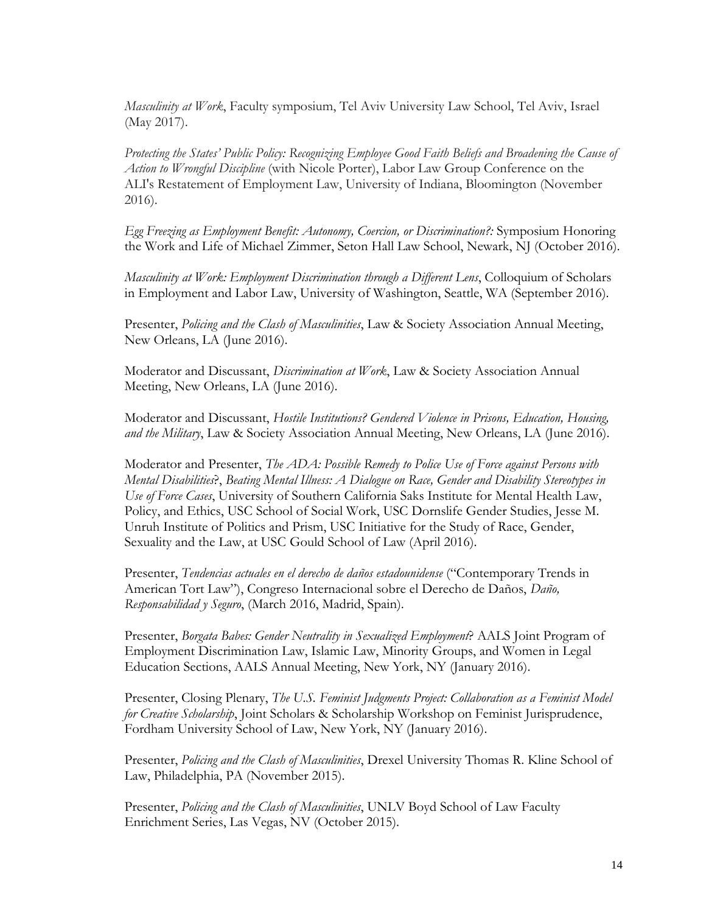*Masculinity at Work*, Faculty symposium, Tel Aviv University Law School, Tel Aviv, Israel (May 2017).

*Protecting the States' Public Policy: Recognizing Employee Good Faith Beliefs and Broadening the Cause of Action to Wrongful Discipline* (with Nicole Porter), Labor Law Group Conference on the ALI's Restatement of Employment Law, University of Indiana, Bloomington (November 2016).

*Egg Freezing as Employment Benefit: Autonomy, Coercion, or Discrimination?:* Symposium Honoring the Work and Life of Michael Zimmer, Seton Hall Law School, Newark, NJ (October 2016).

*Masculinity at Work: Employment Discrimination through a Different Lens*, Colloquium of Scholars in Employment and Labor Law, University of Washington, Seattle, WA (September 2016).

Presenter, *Policing and the Clash of Masculinities*, Law & Society Association Annual Meeting, New Orleans, LA (June 2016).

Moderator and Discussant, *Discrimination at Work*, Law & Society Association Annual Meeting, New Orleans, LA (June 2016).

Moderator and Discussant, *Hostile Institutions? Gendered Violence in Prisons, Education, Housing, and the Military*, Law & Society Association Annual Meeting, New Orleans, LA (June 2016).

Moderator and Presenter, *The ADA: Possible Remedy to Police Use of Force against Persons with Mental Disabilities*?, *Beating Mental Illness: A Dialogue on Race, Gender and Disability Stereotypes in Use of Force Cases*, University of Southern California Saks Institute for Mental Health Law, Policy, and Ethics, USC School of Social Work, USC Dornslife Gender Studies, Jesse M. Unruh Institute of Politics and Prism, USC Initiative for the Study of Race, Gender, Sexuality and the Law, at USC Gould School of Law (April 2016).

Presenter, *Tendencias actuales en el derecho de daños estadounidense* ("Contemporary Trends in American Tort Law"), Congreso Internacional sobre el Derecho de Daños, *Daño, Responsabilidad y Seguro*, (March 2016, Madrid, Spain).

Presenter, *Borgata Babes: Gender Neutrality in Sexualized Employment*? AALS Joint Program of Employment Discrimination Law, Islamic Law, Minority Groups, and Women in Legal Education Sections, AALS Annual Meeting, New York, NY (January 2016).

Presenter, Closing Plenary, *The U.S. Feminist Judgments Project: Collaboration as a Feminist Model for Creative Scholarship*, Joint Scholars & Scholarship Workshop on Feminist Jurisprudence, Fordham University School of Law, New York, NY (January 2016).

Presenter, *Policing and the Clash of Masculinities*, Drexel University Thomas R. Kline School of Law, Philadelphia, PA (November 2015).

Presenter, *Policing and the Clash of Masculinities*, UNLV Boyd School of Law Faculty Enrichment Series, Las Vegas, NV (October 2015).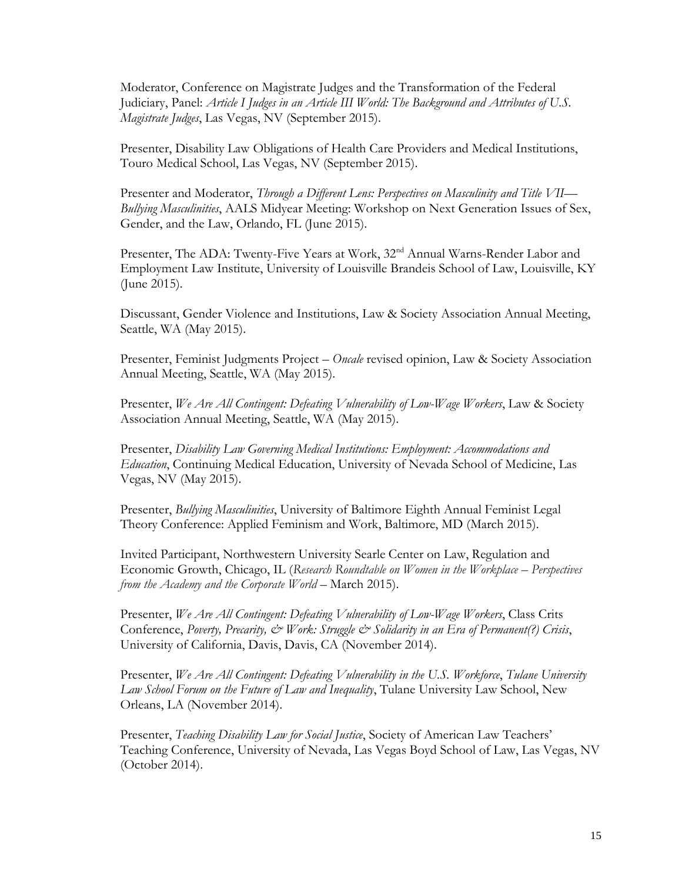Moderator, Conference on Magistrate Judges and the Transformation of the Federal Judiciary, Panel: *Article I Judges in an Article III World: The Background and Attributes of U.S. Magistrate Judges*, Las Vegas, NV (September 2015).

Presenter, Disability Law Obligations of Health Care Providers and Medical Institutions, Touro Medical School, Las Vegas, NV (September 2015).

Presenter and Moderator, *Through a Different Lens: Perspectives on Masculinity and Title VII—Bullying Masculinities*, AALS Midyear Meeting: Workshop on Next Generation Issues of Sex, Gender, and the Law, Orlando, FL (June 2015).

Presenter, The ADA: Twenty-Five Years at Work, 32nd Annual Warns-Render Labor and Employment Law Institute, University of Louisville Brandeis School of Law, Louisville, KY (June 2015).

Discussant, Gender Violence and Institutions, Law & Society Association Annual Meeting, Seattle, WA (May 2015).

Presenter, Feminist Judgments Project – *Oncale* revised opinion, Law & Society Association Annual Meeting, Seattle, WA (May 2015).

Presenter, *We Are All Contingent: Defeating Vulnerability of Low-Wage Workers*, Law & Society Association Annual Meeting, Seattle, WA (May 2015).

Presenter, *Disability Law Governing Medical Institutions: Employment: Accommodations and Education*, Continuing Medical Education, University of Nevada School of Medicine, Las Vegas, NV (May 2015).

Presenter, *Bullying Masculinities*, University of Baltimore Eighth Annual Feminist Legal Theory Conference: Applied Feminism and Work, Baltimore, MD (March 2015).

Invited Participant, Northwestern University Searle Center on Law, Regulation and Economic Growth, Chicago, IL (*Research Roundtable on Women in the Workplace – Perspectives from the Academy and the Corporate World* – March 2015).

Presenter, *We Are All Contingent: Defeating Vulnerability of Low-Wage Workers*, Class Crits Conference, *Poverty, Precarity, & Work: Struggle & Solidarity in an Era of Permanent(?) Crisis*, University of California, Davis, Davis, CA (November 2014).

Presenter, *We Are All Contingent: Defeating Vulnerability in the U.S. Workforce*, *Tulane University Law School Forum on the Future of Law and Inequality*, Tulane University Law School, New Orleans, LA (November 2014).

Presenter, *Teaching Disability Law for Social Justice*, Society of American Law Teachers' Teaching Conference, University of Nevada, Las Vegas Boyd School of Law, Las Vegas, NV (October 2014).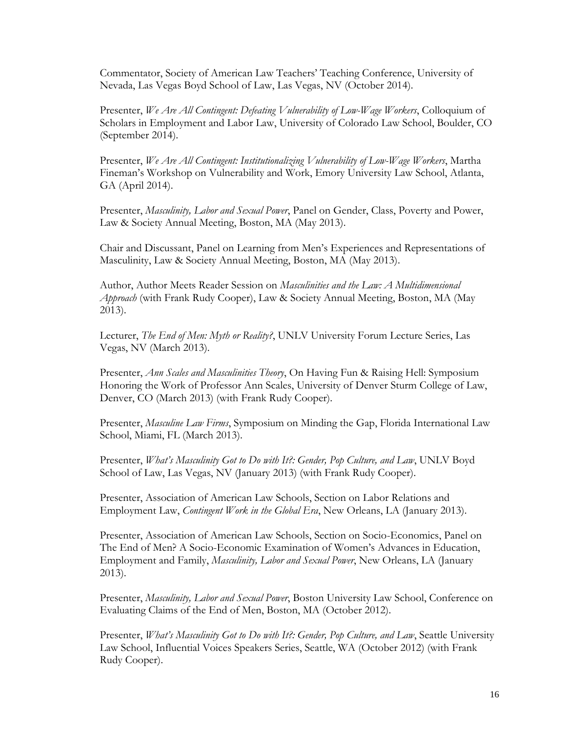Commentator, Society of American Law Teachers' Teaching Conference, University of Nevada, Las Vegas Boyd School of Law, Las Vegas, NV (October 2014).

Presenter, *We Are All Contingent: Defeating Vulnerability of Low-Wage Workers*, Colloquium of Scholars in Employment and Labor Law, University of Colorado Law School, Boulder, CO (September 2014).

Presenter, *We Are All Contingent: Institutionalizing Vulnerability of Low-Wage Workers*, Martha Fineman's Workshop on Vulnerability and Work, Emory University Law School, Atlanta, GA (April 2014).

Presenter, *Masculinity, Labor and Sexual Power*, Panel on Gender, Class, Poverty and Power, Law & Society Annual Meeting, Boston, MA (May 2013).

Chair and Discussant, Panel on Learning from Men's Experiences and Representations of Masculinity, Law & Society Annual Meeting, Boston, MA (May 2013).

Author, Author Meets Reader Session on *Masculinities and the Law: A Multidimensional Approach* (with Frank Rudy Cooper), Law & Society Annual Meeting, Boston, MA (May 2013).

Lecturer, *The End of Men: Myth or Reality?*, UNLV University Forum Lecture Series, Las Vegas, NV (March 2013).

Presenter, *Ann Scales and Masculinities Theory*, On Having Fun & Raising Hell: Symposium Honoring the Work of Professor Ann Scales, University of Denver Sturm College of Law, Denver, CO (March 2013) (with Frank Rudy Cooper).

Presenter, *Masculine Law Firms*, Symposium on Minding the Gap, Florida International Law School, Miami, FL (March 2013).

Presenter, *What's Masculinity Got to Do with It?: Gender, Pop Culture, and Law*, UNLV Boyd School of Law, Las Vegas, NV (January 2013) (with Frank Rudy Cooper).

Presenter, Association of American Law Schools, Section on Labor Relations and Employment Law, *Contingent Work in the Global Era*, New Orleans, LA (January 2013).

Presenter, Association of American Law Schools, Section on Socio-Economics, Panel on The End of Men? A Socio-Economic Examination of Women's Advances in Education, Employment and Family, *Masculinity, Labor and Sexual Power*, New Orleans, LA (January 2013).

Presenter, *Masculinity, Labor and Sexual Power*, Boston University Law School, Conference on Evaluating Claims of the End of Men, Boston, MA (October 2012).

Presenter, *What's Masculinity Got to Do with It?: Gender, Pop Culture, and Law*, Seattle University Law School, Influential Voices Speakers Series, Seattle, WA (October 2012) (with Frank Rudy Cooper).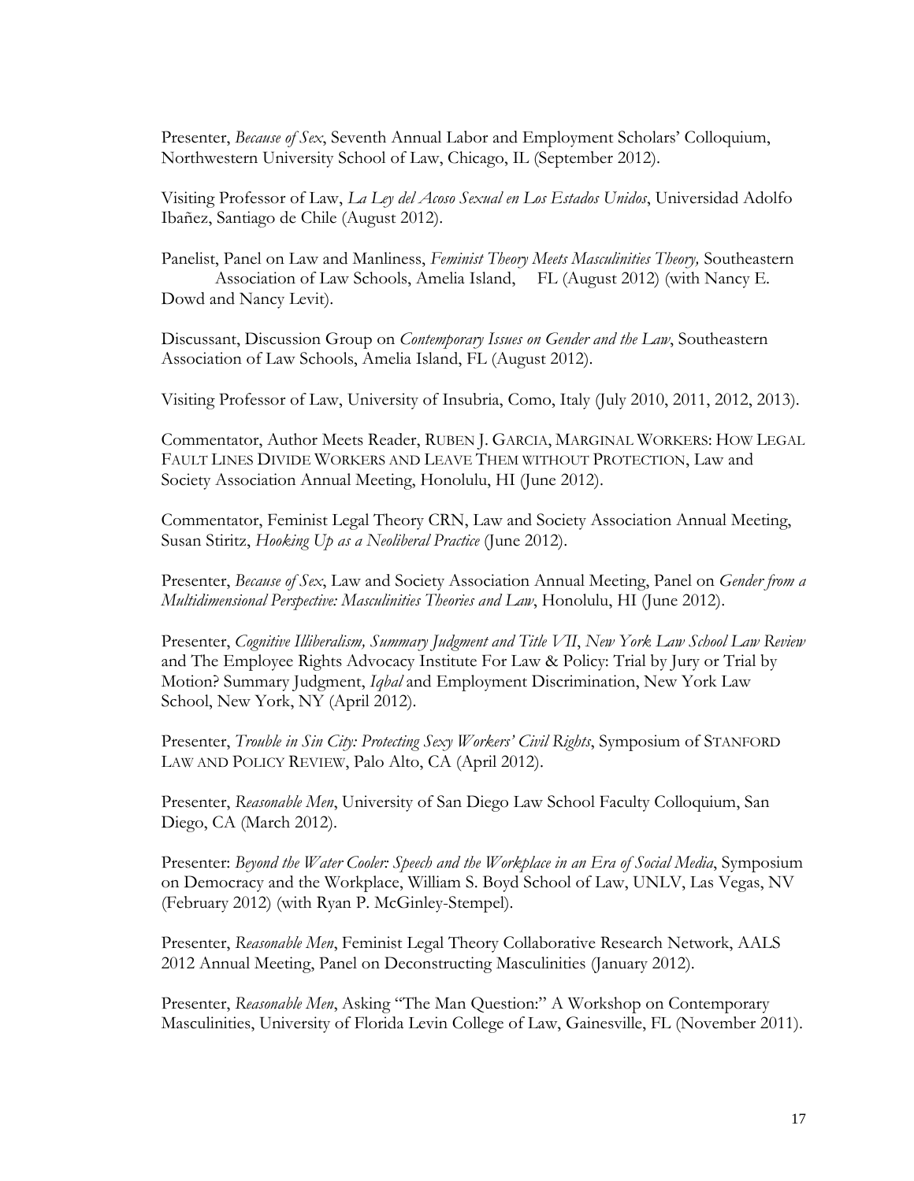Presenter, *Because of Sex*, Seventh Annual Labor and Employment Scholars' Colloquium, Northwestern University School of Law, Chicago, IL (September 2012).

Visiting Professor of Law, *La Ley del Acoso Sexual en Los Estados Unidos*, Universidad Adolfo Ibañez, Santiago de Chile (August 2012).

Panelist, Panel on Law and Manliness, *Feminist Theory Meets Masculinities Theory,* Southeastern Association of Law Schools, Amelia Island, FL (August 2012) (with Nancy E. Dowd and Nancy Levit).

Discussant, Discussion Group on *Contemporary Issues on Gender and the Law*, Southeastern Association of Law Schools, Amelia Island, FL (August 2012).

Visiting Professor of Law, University of Insubria, Como, Italy (July 2010, 2011, 2012, 2013).

Commentator, Author Meets Reader, RUBEN J. GARCIA, MARGINAL WORKERS: HOW LEGAL FAULT LINES DIVIDE WORKERS AND LEAVE THEM WITHOUT PROTECTION, Law and Society Association Annual Meeting, Honolulu, HI (June 2012).

Commentator, Feminist Legal Theory CRN, Law and Society Association Annual Meeting, Susan Stiritz, *Hooking Up as a Neoliberal Practice* (June 2012).

Presenter, *Because of Sex*, Law and Society Association Annual Meeting, Panel on *Gender from a Multidimensional Perspective: Masculinities Theories and Law*, Honolulu, HI (June 2012).

Presenter, *Cognitive Illiberalism, Summary Judgment and Title VII*, *New York Law School Law Review* and The Employee Rights Advocacy Institute For Law & Policy: Trial by Jury or Trial by Motion? Summary Judgment, *Iqbal* and Employment Discrimination, New York Law School, New York, NY (April 2012).

Presenter, *Trouble in Sin City: Protecting Sexy Workers' Civil Rights*, Symposium of STANFORD LAW AND POLICY REVIEW, Palo Alto, CA (April 2012).

Presenter, *Reasonable Men*, University of San Diego Law School Faculty Colloquium, San Diego, CA (March 2012).

Presenter: *Beyond the Water Cooler: Speech and the Workplace in an Era of Social Media*, Symposium on Democracy and the Workplace, William S. Boyd School of Law, UNLV, Las Vegas, NV (February 2012) (with Ryan P. McGinley-Stempel).

Presenter, *Reasonable Men*, Feminist Legal Theory Collaborative Research Network, AALS 2012 Annual Meeting, Panel on Deconstructing Masculinities (January 2012).

Presenter, *Reasonable Men*, Asking "The Man Question:" A Workshop on Contemporary Masculinities, University of Florida Levin College of Law, Gainesville, FL (November 2011).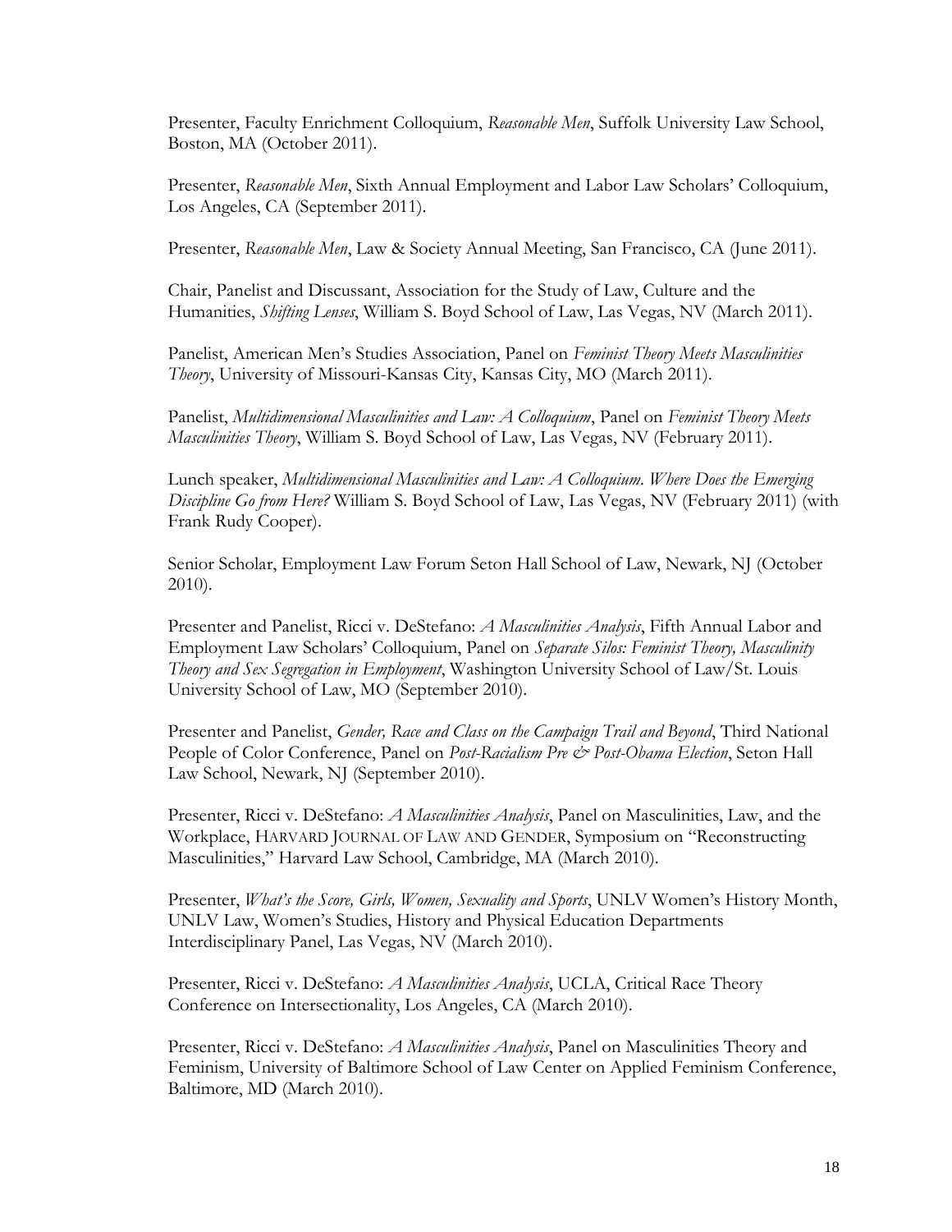Presenter, Faculty Enrichment Colloquium, *Reasonable Men*, Suffolk University Law School, Boston, MA (October 2011).

Presenter, *Reasonable Men*, Sixth Annual Employment and Labor Law Scholars' Colloquium, Los Angeles, CA (September 2011).

Presenter, *Reasonable Men*, Law & Society Annual Meeting, San Francisco, CA (June 2011).

Chair, Panelist and Discussant, Association for the Study of Law, Culture and the Humanities, *Shifting Lenses*, William S. Boyd School of Law, Las Vegas, NV (March 2011).

Panelist, American Men's Studies Association, Panel on *Feminist Theory Meets Masculinities Theory*, University of Missouri-Kansas City, Kansas City, MO (March 2011).

Panelist, *Multidimensional Masculinities and Law: A Colloquium*, Panel on *Feminist Theory Meets Masculinities Theory*, William S. Boyd School of Law, Las Vegas, NV (February 2011).

Lunch speaker, *Multidimensional Masculinities and Law: A Colloquium. Where Does the Emerging Discipline Go from Here?* William S. Boyd School of Law, Las Vegas, NV (February 2011) (with Frank Rudy Cooper).

Senior Scholar, Employment Law Forum Seton Hall School of Law, Newark, NJ (October 2010).

Presenter and Panelist, Ricci v. DeStefano: *A Masculinities Analysis*, Fifth Annual Labor and Employment Law Scholars' Colloquium, Panel on *Separate Silos: Feminist Theory, Masculinity Theory and Sex Segregation in Employment*, Washington University School of Law/St. Louis University School of Law, MO (September 2010).

Presenter and Panelist, *Gender, Race and Class on the Campaign Trail and Beyond*, Third National People of Color Conference, Panel on *Post-Racialism Pre & Post-Obama Election*, Seton Hall Law School, Newark, NJ (September 2010).

Presenter, Ricci v. DeStefano: *A Masculinities Analysis*, Panel on Masculinities, Law, and the Workplace, HARVARD JOURNAL OF LAW AND GENDER, Symposium on "Reconstructing Masculinities," Harvard Law School, Cambridge, MA (March 2010).

Presenter, *What's the Score, Girls, Women, Sexuality and Sports*, UNLV Women's History Month, UNLV Law, Women's Studies, History and Physical Education Departments Interdisciplinary Panel, Las Vegas, NV (March 2010).

Presenter, Ricci v. DeStefano: *A Masculinities Analysis*, UCLA, Critical Race Theory Conference on Intersectionality, Los Angeles, CA (March 2010).

Presenter, Ricci v. DeStefano: *A Masculinities Analysis*, Panel on Masculinities Theory and Feminism, University of Baltimore School of Law Center on Applied Feminism Conference, Baltimore, MD (March 2010).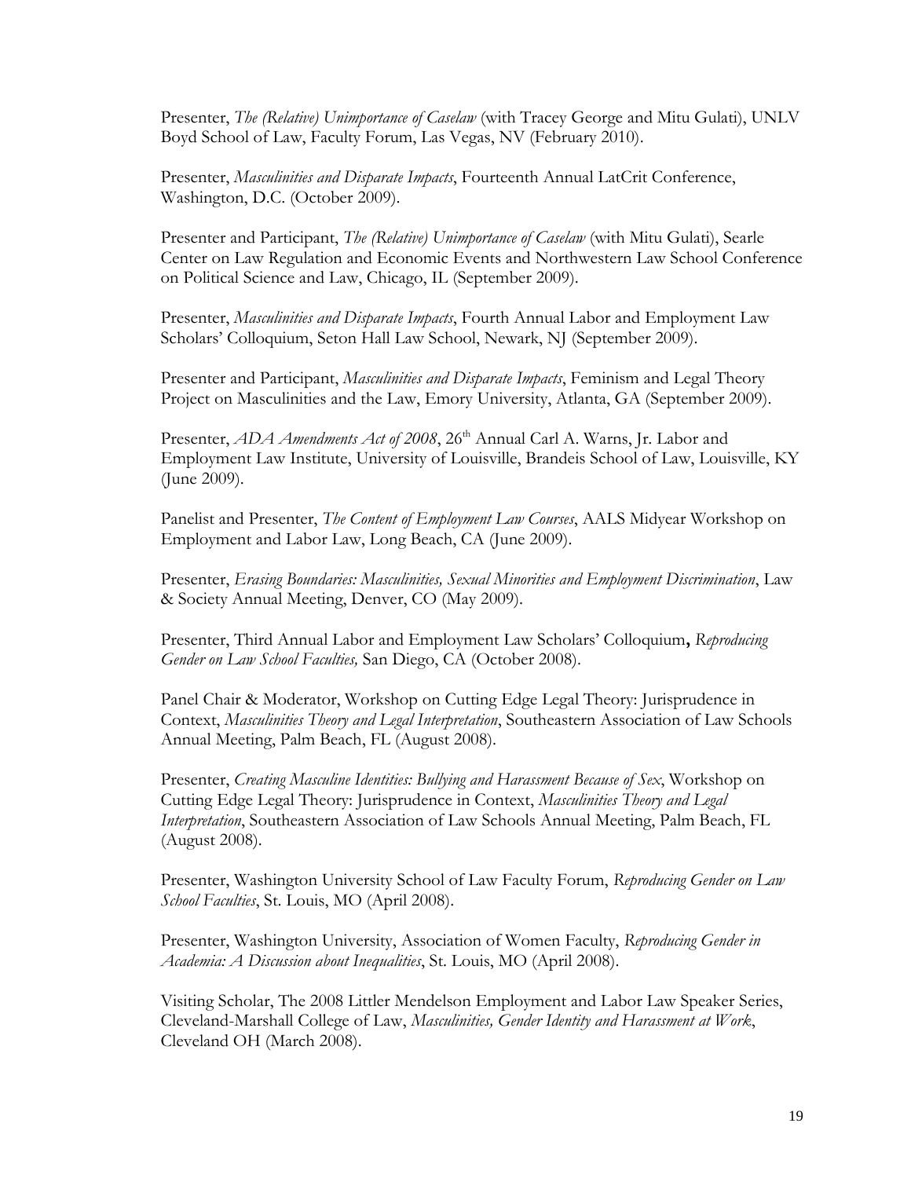Presenter, *The (Relative) Unimportance of Caselaw* (with Tracey George and Mitu Gulati), UNLV Boyd School of Law, Faculty Forum, Las Vegas, NV (February 2010).

Presenter, *Masculinities and Disparate Impacts*, Fourteenth Annual LatCrit Conference, Washington, D.C. (October 2009).

Presenter and Participant, *The (Relative) Unimportance of Caselaw* (with Mitu Gulati), Searle Center on Law Regulation and Economic Events and Northwestern Law School Conference on Political Science and Law, Chicago, IL (September 2009).

Presenter, *Masculinities and Disparate Impacts*, Fourth Annual Labor and Employment Law Scholars' Colloquium, Seton Hall Law School, Newark, NJ (September 2009).

Presenter and Participant, *Masculinities and Disparate Impacts*, Feminism and Legal Theory Project on Masculinities and the Law, Emory University, Atlanta, GA (September 2009).

Presenter, *ADA Amendments Act of 2008*, 26th Annual Carl A. Warns, Jr. Labor and Employment Law Institute, University of Louisville, Brandeis School of Law, Louisville, KY (June 2009).

Panelist and Presenter, *The Content of Employment Law Courses*, AALS Midyear Workshop on Employment and Labor Law, Long Beach, CA (June 2009).

Presenter, *Erasing Boundaries: Masculinities, Sexual Minorities and Employment Discrimination*, Law & Society Annual Meeting, Denver, CO (May 2009).

Presenter, Third Annual Labor and Employment Law Scholars' Colloquium**,** *Reproducing Gender on Law School Faculties,* San Diego, CA (October 2008).

Panel Chair & Moderator, Workshop on Cutting Edge Legal Theory: Jurisprudence in Context, *Masculinities Theory and Legal Interpretation*, Southeastern Association of Law Schools Annual Meeting, Palm Beach, FL (August 2008).

Presenter, *Creating Masculine Identities: Bullying and Harassment Because of Sex*, Workshop on Cutting Edge Legal Theory: Jurisprudence in Context, *Masculinities Theory and Legal Interpretation*, Southeastern Association of Law Schools Annual Meeting, Palm Beach, FL (August 2008).

Presenter, Washington University School of Law Faculty Forum, *Reproducing Gender on Law School Faculties*, St. Louis, MO (April 2008).

Presenter, Washington University, Association of Women Faculty, *Reproducing Gender in Academia: A Discussion about Inequalities*, St. Louis, MO (April 2008).

Visiting Scholar, The 2008 Littler Mendelson Employment and Labor Law Speaker Series, Cleveland-Marshall College of Law, *Masculinities, Gender Identity and Harassment at Work*, Cleveland OH (March 2008).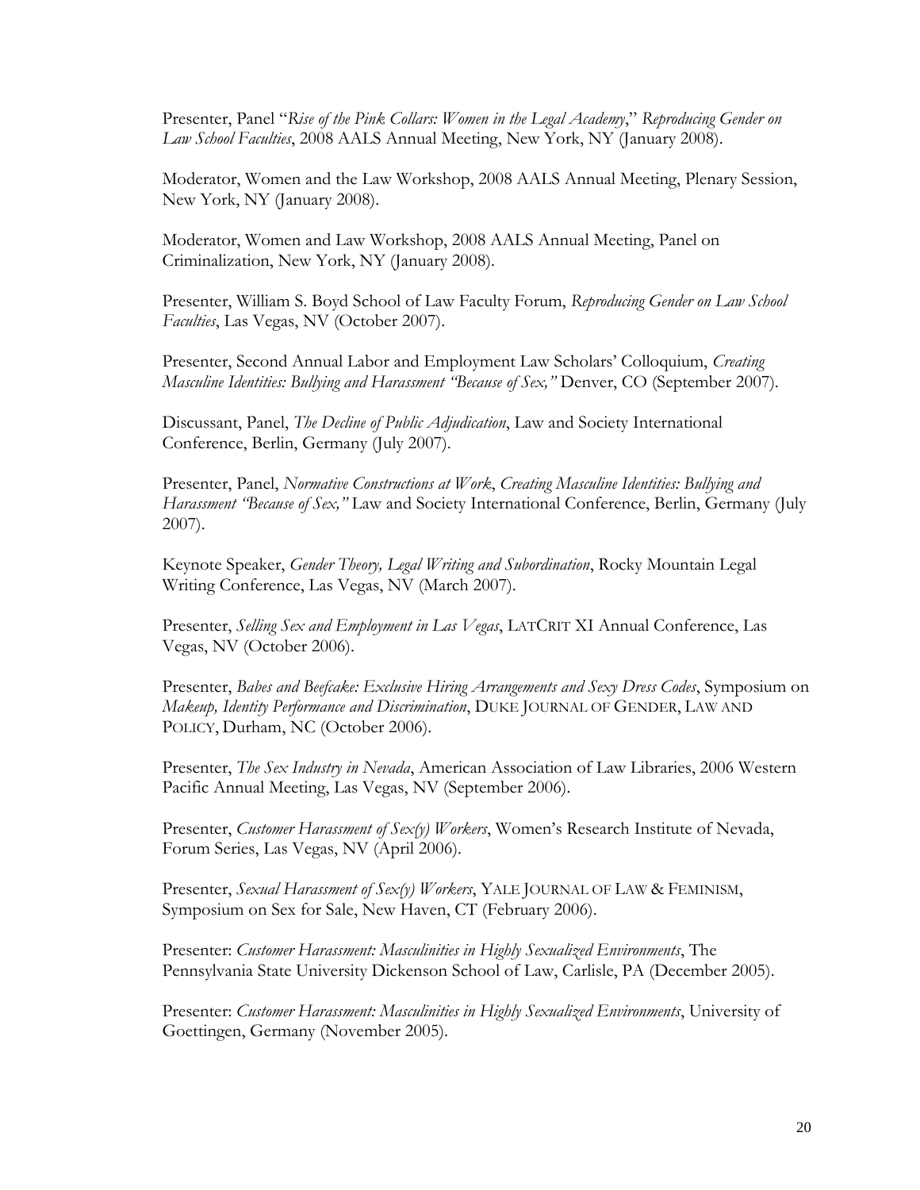Presenter, Panel "*Rise of the Pink Collars: Women in the Legal Academy*," *Reproducing Gender on Law School Faculties*, 2008 AALS Annual Meeting, New York, NY (January 2008).

Moderator, Women and the Law Workshop, 2008 AALS Annual Meeting, Plenary Session, New York, NY (January 2008).

Moderator, Women and Law Workshop, 2008 AALS Annual Meeting, Panel on Criminalization, New York, NY (January 2008).

Presenter, William S. Boyd School of Law Faculty Forum, *Reproducing Gender on Law School Faculties*, Las Vegas, NV (October 2007).

Presenter, Second Annual Labor and Employment Law Scholars' Colloquium, *Creating Masculine Identities: Bullying and Harassment "Because of Sex,"* Denver, CO (September 2007).

Discussant, Panel, *The Decline of Public Adjudication*, Law and Society International Conference, Berlin, Germany (July 2007).

Presenter, Panel, *Normative Constructions at Work*, *Creating Masculine Identities: Bullying and Harassment "Because of Sex,"* Law and Society International Conference, Berlin, Germany (July 2007).

Keynote Speaker, *Gender Theory, Legal Writing and Subordination*, Rocky Mountain Legal Writing Conference, Las Vegas, NV (March 2007).

Presenter, *Selling Sex and Employment in Las Vegas*, LATCRIT XI Annual Conference, Las Vegas, NV (October 2006).

Presenter, *Babes and Beefcake: Exclusive Hiring Arrangements and Sexy Dress Codes*, Symposium on *Makeup, Identity Performance and Discrimination*, DUKE JOURNAL OF GENDER, LAW AND POLICY, Durham, NC (October 2006).

Presenter, *The Sex Industry in Nevada*, American Association of Law Libraries, 2006 Western Pacific Annual Meeting, Las Vegas, NV (September 2006).

Presenter, *Customer Harassment of Sex(y) Workers*, Women's Research Institute of Nevada, Forum Series, Las Vegas, NV (April 2006).

Presenter, *Sexual Harassment of Sex(y) Workers*, YALE JOURNAL OF LAW & FEMINISM, Symposium on Sex for Sale, New Haven, CT (February 2006).

Presenter: *Customer Harassment: Masculinities in Highly Sexualized Environments*, The Pennsylvania State University Dickenson School of Law, Carlisle, PA (December 2005).

Presenter: *Customer Harassment: Masculinities in Highly Sexualized Environments*, University of Goettingen, Germany (November 2005).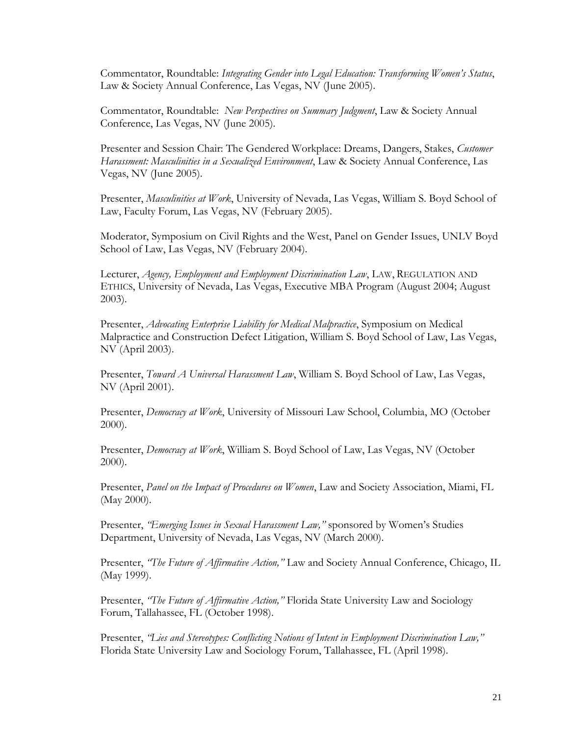Commentator, Roundtable: *Integrating Gender into Legal Education: Transforming Women's Status*, Law & Society Annual Conference, Las Vegas, NV (June 2005).

Commentator, Roundtable: *New Perspectives on Summary Judgment*, Law & Society Annual Conference, Las Vegas, NV (June 2005).

Presenter and Session Chair: The Gendered Workplace: Dreams, Dangers, Stakes, *Customer Harassment: Masculinities in a Sexualized Environment*, Law & Society Annual Conference, Las Vegas, NV (June 2005).

Presenter, *Masculinities at Work*, University of Nevada, Las Vegas, William S. Boyd School of Law, Faculty Forum, Las Vegas, NV (February 2005).

Moderator, Symposium on Civil Rights and the West, Panel on Gender Issues, UNLV Boyd School of Law, Las Vegas, NV (February 2004).

Lecturer, *Agency, Employment and Employment Discrimination Law*, LAW, REGULATION AND ETHICS, University of Nevada, Las Vegas, Executive MBA Program (August 2004; August 2003).

Presenter, *Advocating Enterprise Liability for Medical Malpractice*, Symposium on Medical Malpractice and Construction Defect Litigation, William S. Boyd School of Law, Las Vegas, NV (April 2003).

Presenter, *Toward A Universal Harassment Law*, William S. Boyd School of Law, Las Vegas, NV (April 2001).

Presenter, *Democracy at Work*, University of Missouri Law School, Columbia, MO (October 2000).

Presenter, *Democracy at Work*, William S. Boyd School of Law, Las Vegas, NV (October 2000).

Presenter, *Panel on the Impact of Procedures on Women*, Law and Society Association, Miami, FL (May 2000).

Presenter, *"Emerging Issues in Sexual Harassment Law,"* sponsored by Women's Studies Department, University of Nevada, Las Vegas, NV (March 2000).

Presenter, *"The Future of Affirmative Action,"* Law and Society Annual Conference, Chicago, IL (May 1999).

Presenter, *"The Future of Affirmative Action,"* Florida State University Law and Sociology Forum, Tallahassee, FL (October 1998).

Presenter, *"Lies and Stereotypes: Conflicting Notions of Intent in Employment Discrimination Law,"* Florida State University Law and Sociology Forum, Tallahassee, FL (April 1998).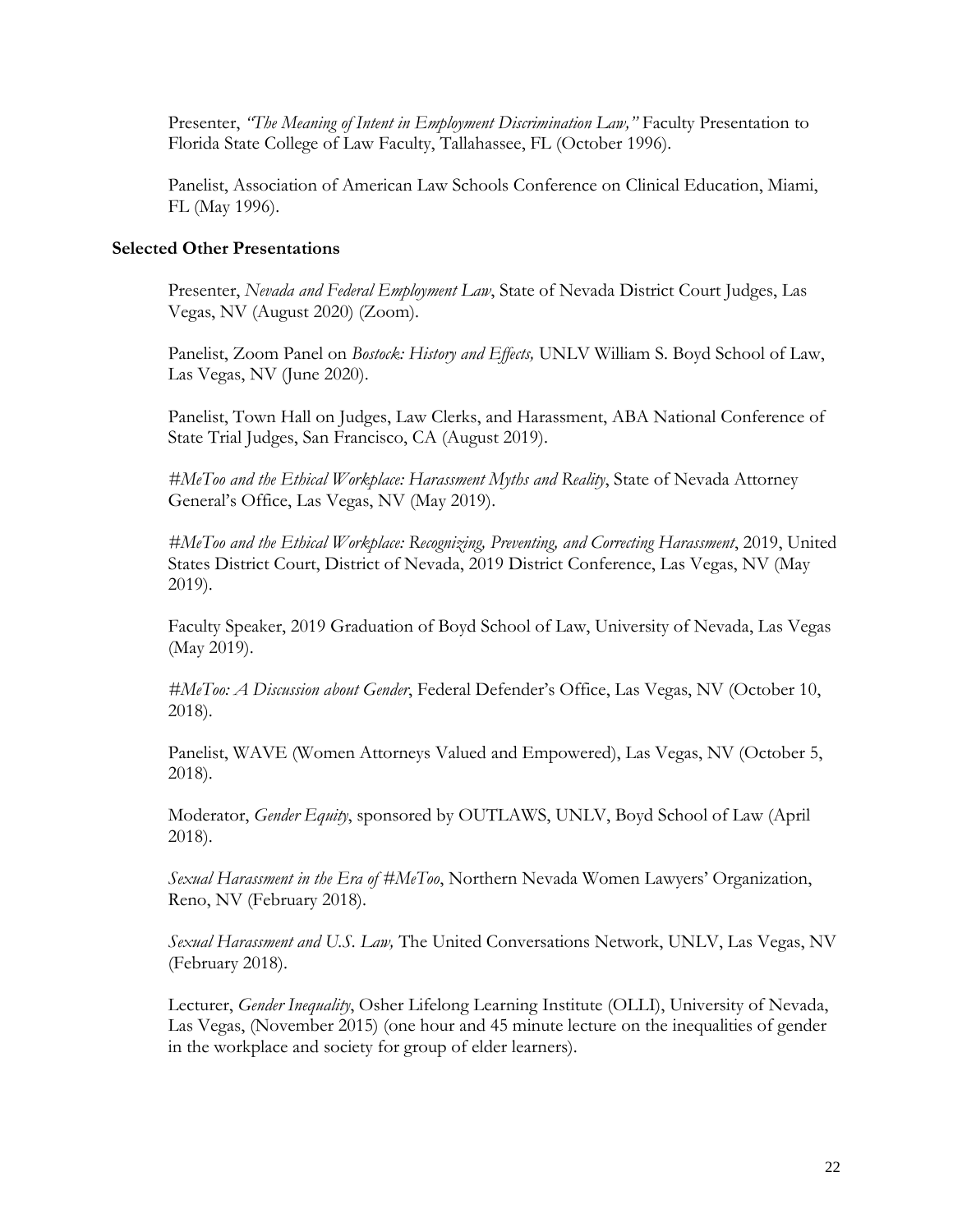Presenter, *"The Meaning of Intent in Employment Discrimination Law,"* Faculty Presentation to Florida State College of Law Faculty, Tallahassee, FL (October 1996).

Panelist, Association of American Law Schools Conference on Clinical Education, Miami, FL (May 1996).

**Selected Other Presentations**

Presenter, *Nevada and Federal Employment Law*, State of Nevada District Court Judges, Las Vegas, NV (August 2020) (Zoom).

Panelist, Zoom Panel on *Bostock: History and Effects,* UNLV William S. Boyd School of Law, Las Vegas, NV (June 2020).

Panelist, Town Hall on Judges, Law Clerks, and Harassment, ABA National Conference of State Trial Judges, San Francisco, CA (August 2019).

*#MeToo and the Ethical Workplace: Harassment Myths and Reality*, State of Nevada Attorney General's Office, Las Vegas, NV (May 2019).

*#MeToo and the Ethical Workplace: Recognizing, Preventing, and Correcting Harassment*, 2019, United States District Court, District of Nevada, 2019 District Conference, Las Vegas, NV (May 2019).

Faculty Speaker, 2019 Graduation of Boyd School of Law, University of Nevada, Las Vegas (May 2019).

*#MeToo: A Discussion about Gender*, Federal Defender's Office, Las Vegas, NV (October 10, 2018).

Panelist, WAVE (Women Attorneys Valued and Empowered), Las Vegas, NV (October 5, 2018).

Moderator, *Gender Equity*, sponsored by OUTLAWS, UNLV, Boyd School of Law (April 2018).

*Sexual Harassment in the Era of #MeToo*, Northern Nevada Women Lawyers' Organization, Reno, NV (February 2018).

*Sexual Harassment and U.S. Law,* The United Conversations Network, UNLV, Las Vegas, NV (February 2018).

Lecturer, *Gender Inequality*, Osher Lifelong Learning Institute (OLLI), University of Nevada, Las Vegas, (November 2015) (one hour and 45 minute lecture on the inequalities of gender in the workplace and society for group of elder learners).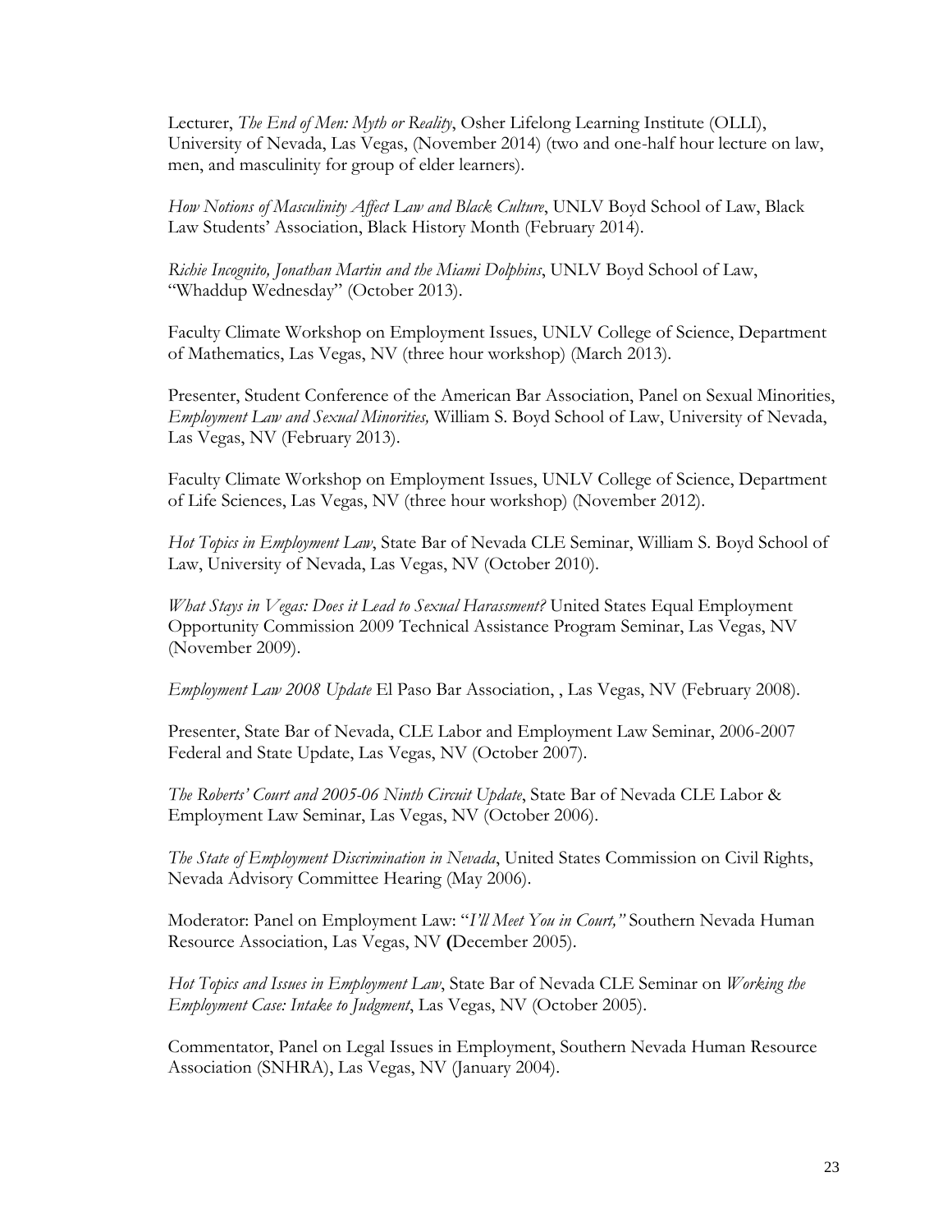Lecturer, *The End of Men: Myth or Reality*, Osher Lifelong Learning Institute (OLLI), University of Nevada, Las Vegas, (November 2014) (two and one-half hour lecture on law, men, and masculinity for group of elder learners).

*How Notions of Masculinity Affect Law and Black Culture*, UNLV Boyd School of Law, Black Law Students' Association, Black History Month (February 2014).

*Richie Incognito, Jonathan Martin and the Miami Dolphins*, UNLV Boyd School of Law, "Whaddup Wednesday" (October 2013).

Faculty Climate Workshop on Employment Issues, UNLV College of Science, Department of Mathematics, Las Vegas, NV (three hour workshop) (March 2013).

Presenter, Student Conference of the American Bar Association, Panel on Sexual Minorities, *Employment Law and Sexual Minorities,* William S. Boyd School of Law, University of Nevada, Las Vegas, NV (February 2013).

Faculty Climate Workshop on Employment Issues, UNLV College of Science, Department of Life Sciences, Las Vegas, NV (three hour workshop) (November 2012).

*Hot Topics in Employment Law*, State Bar of Nevada CLE Seminar, William S. Boyd School of Law, University of Nevada, Las Vegas, NV (October 2010).

*What Stays in Vegas: Does it Lead to Sexual Harassment?* United States Equal Employment Opportunity Commission 2009 Technical Assistance Program Seminar, Las Vegas, NV (November 2009).

*Employment Law 2008 Update* El Paso Bar Association, , Las Vegas, NV (February 2008).

Presenter, State Bar of Nevada, CLE Labor and Employment Law Seminar, 2006-2007 Federal and State Update, Las Vegas, NV (October 2007).

*The Roberts' Court and 2005-06 Ninth Circuit Update*, State Bar of Nevada CLE Labor & Employment Law Seminar, Las Vegas, NV (October 2006).

*The State of Employment Discrimination in Nevada*, United States Commission on Civil Rights, Nevada Advisory Committee Hearing (May 2006).

Moderator: Panel on Employment Law: "*I'll Meet You in Court,"* Southern Nevada Human Resource Association, Las Vegas, NV **(**December 2005).

*Hot Topics and Issues in Employment Law*, State Bar of Nevada CLE Seminar on *Working the Employment Case: Intake to Judgment*, Las Vegas, NV (October 2005).

Commentator, Panel on Legal Issues in Employment, Southern Nevada Human Resource Association (SNHRA), Las Vegas, NV (January 2004).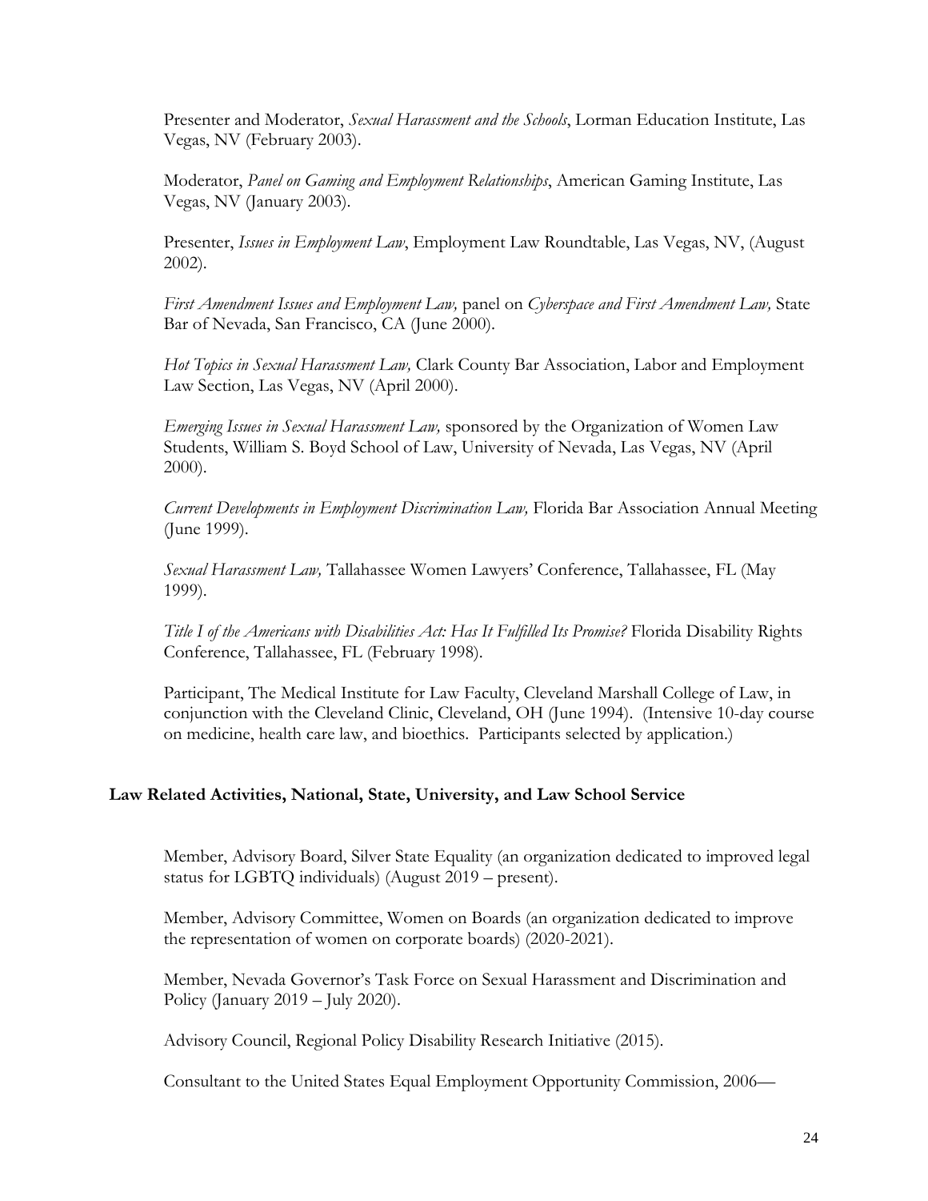Presenter and Moderator, *Sexual Harassment and the Schools*, Lorman Education Institute, Las Vegas, NV (February 2003).

Moderator, *Panel on Gaming and Employment Relationships*, American Gaming Institute, Las Vegas, NV (January 2003).

Presenter, *Issues in Employment Law*, Employment Law Roundtable, Las Vegas, NV, (August 2002).

*First Amendment Issues and Employment Law,* panel on *Cyberspace and First Amendment Law,* State Bar of Nevada, San Francisco, CA (June 2000).

*Hot Topics in Sexual Harassment Law,* Clark County Bar Association, Labor and Employment Law Section, Las Vegas, NV (April 2000).

*Emerging Issues in Sexual Harassment Law,* sponsored by the Organization of Women Law Students, William S. Boyd School of Law, University of Nevada, Las Vegas, NV (April 2000).

*Current Developments in Employment Discrimination Law,* Florida Bar Association Annual Meeting (June 1999).

*Sexual Harassment Law,* Tallahassee Women Lawyers' Conference, Tallahassee, FL (May 1999).

*Title I of the Americans with Disabilities Act: Has It Fulfilled Its Promise?* Florida Disability Rights Conference, Tallahassee, FL (February 1998).

Participant, The Medical Institute for Law Faculty, Cleveland Marshall College of Law, in conjunction with the Cleveland Clinic, Cleveland, OH (June 1994). (Intensive 10-day course on medicine, health care law, and bioethics. Participants selected by application.)

## Law Related Activities, National, State, University, and Law School Service

Member, Advisory Board, Silver State Equality (an organization dedicated to improved legal status for LGBTQ individuals) (August 2019 – present).

Member, Advisory Committee, Women on Boards (an organization dedicated to improve the representation of women on corporate boards) (2020-2021).

Member, Nevada Governor's Task Force on Sexual Harassment and Discrimination and Policy (January 2019 – July 2020).

Advisory Council, Regional Policy Disability Research Initiative (2015).

Consultant to the United States Equal Employment Opportunity Commission, 2006—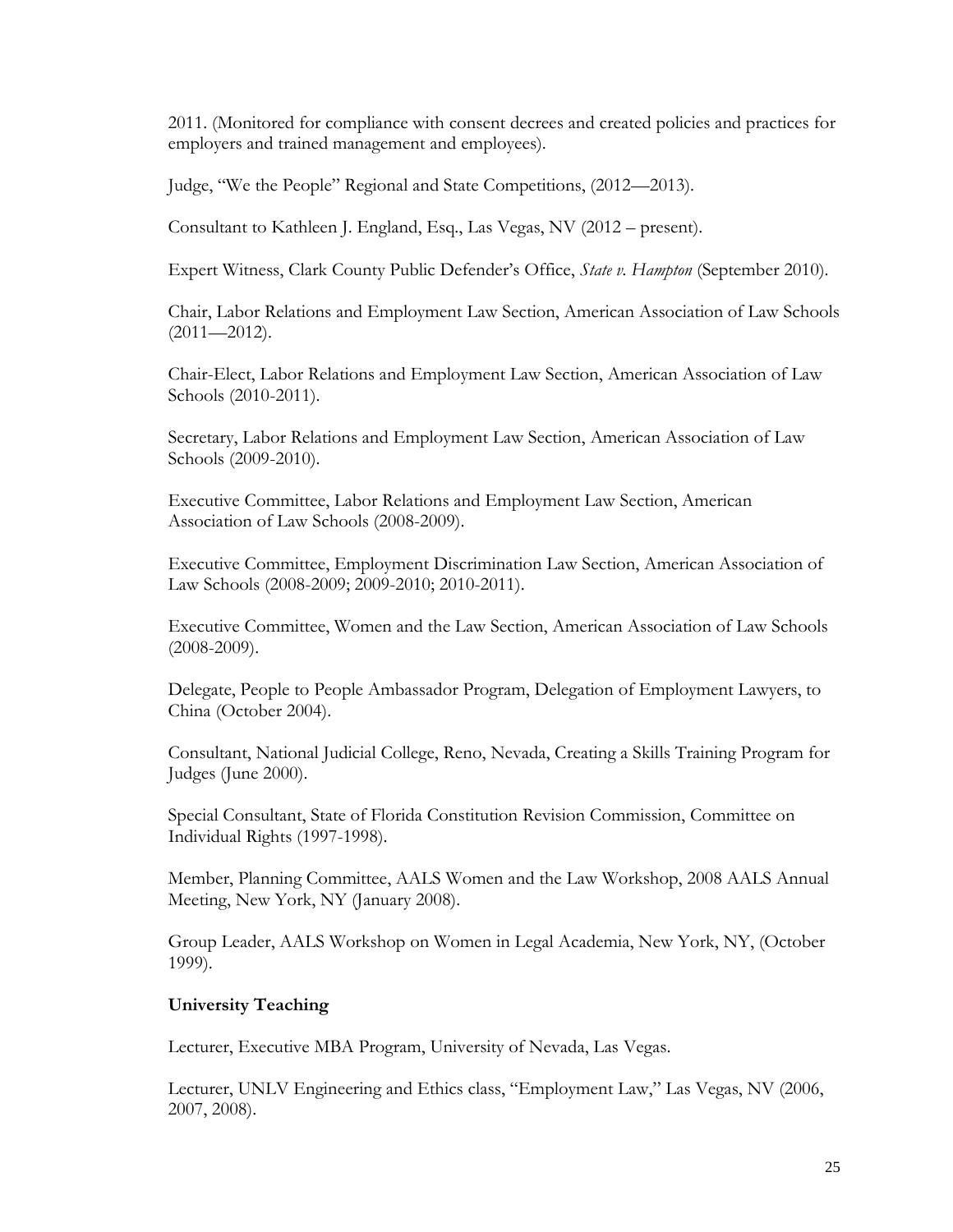2011. (Monitored for compliance with consent decrees and created policies and practices for employers and trained management and employees).

Judge, "We the People" Regional and State Competitions, (2012—2013).

Consultant to Kathleen J. England, Esq., Las Vegas, NV (2012 – present).

Expert Witness, Clark County Public Defender's Office, *State v. Hampton* (September 2010).

Chair, Labor Relations and Employment Law Section, American Association of Law Schools (2011—2012).

Chair-Elect, Labor Relations and Employment Law Section, American Association of Law Schools (2010-2011).

Secretary, Labor Relations and Employment Law Section, American Association of Law Schools (2009-2010).

Executive Committee, Labor Relations and Employment Law Section, American Association of Law Schools (2008-2009).

Executive Committee, Employment Discrimination Law Section, American Association of Law Schools (2008-2009; 2009-2010; 2010-2011).

Executive Committee, Women and the Law Section, American Association of Law Schools (2008-2009).

Delegate, People to People Ambassador Program, Delegation of Employment Lawyers, to China (October 2004).

Consultant, National Judicial College, Reno, Nevada, Creating a Skills Training Program for Judges (June 2000).

Special Consultant, State of Florida Constitution Revision Commission, Committee on Individual Rights (1997-1998).

Member, Planning Committee, AALS Women and the Law Workshop, 2008 AALS Annual Meeting, New York, NY (January 2008).

Group Leader, AALS Workshop on Women in Legal Academia, New York, NY, (October 1999).

**University Teaching**

Lecturer, Executive MBA Program, University of Nevada, Las Vegas.

Lecturer, UNLV Engineering and Ethics class, "Employment Law," Las Vegas, NV (2006, 2007, 2008).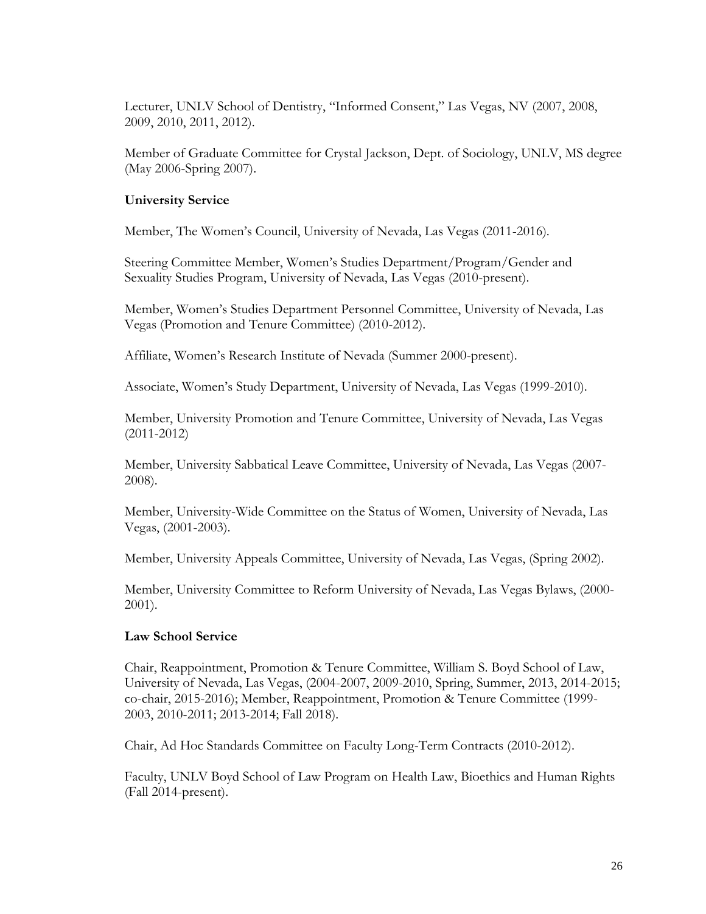Lecturer, UNLV School of Dentistry, "Informed Consent," Las Vegas, NV (2007, 2008, 2009, 2010, 2011, 2012).

Member of Graduate Committee for Crystal Jackson, Dept. of Sociology, UNLV, MS degree (May 2006-Spring 2007).

**University Service**

Member, The Women's Council, University of Nevada, Las Vegas (2011-2016).

Steering Committee Member, Women's Studies Department/Program/Gender and Sexuality Studies Program, University of Nevada, Las Vegas (2010-present).

Member, Women's Studies Department Personnel Committee, University of Nevada, Las Vegas (Promotion and Tenure Committee) (2010-2012).

Affiliate, Women's Research Institute of Nevada (Summer 2000-present).

Associate, Women's Study Department, University of Nevada, Las Vegas (1999-2010).

Member, University Promotion and Tenure Committee, University of Nevada, Las Vegas (2011-2012)

Member, University Sabbatical Leave Committee, University of Nevada, Las Vegas (2007-2008).

Member, University-Wide Committee on the Status of Women, University of Nevada, Las Vegas, (2001-2003).

Member, University Appeals Committee, University of Nevada, Las Vegas, (Spring 2002).

Member, University Committee to Reform University of Nevada, Las Vegas Bylaws, (2000-2001).

**Law School Service**

Chair, Reappointment, Promotion & Tenure Committee, William S. Boyd School of Law, University of Nevada, Las Vegas, (2004-2007, 2009-2010, Spring, Summer, 2013, 2014-2015; co-chair, 2015-2016); Member, Reappointment, Promotion & Tenure Committee (1999-2003, 2010-2011; 2013-2014; Fall 2018).

Chair, Ad Hoc Standards Committee on Faculty Long-Term Contracts (2010-2012).

Faculty, UNLV Boyd School of Law Program on Health Law, Bioethics and Human Rights (Fall 2014-present).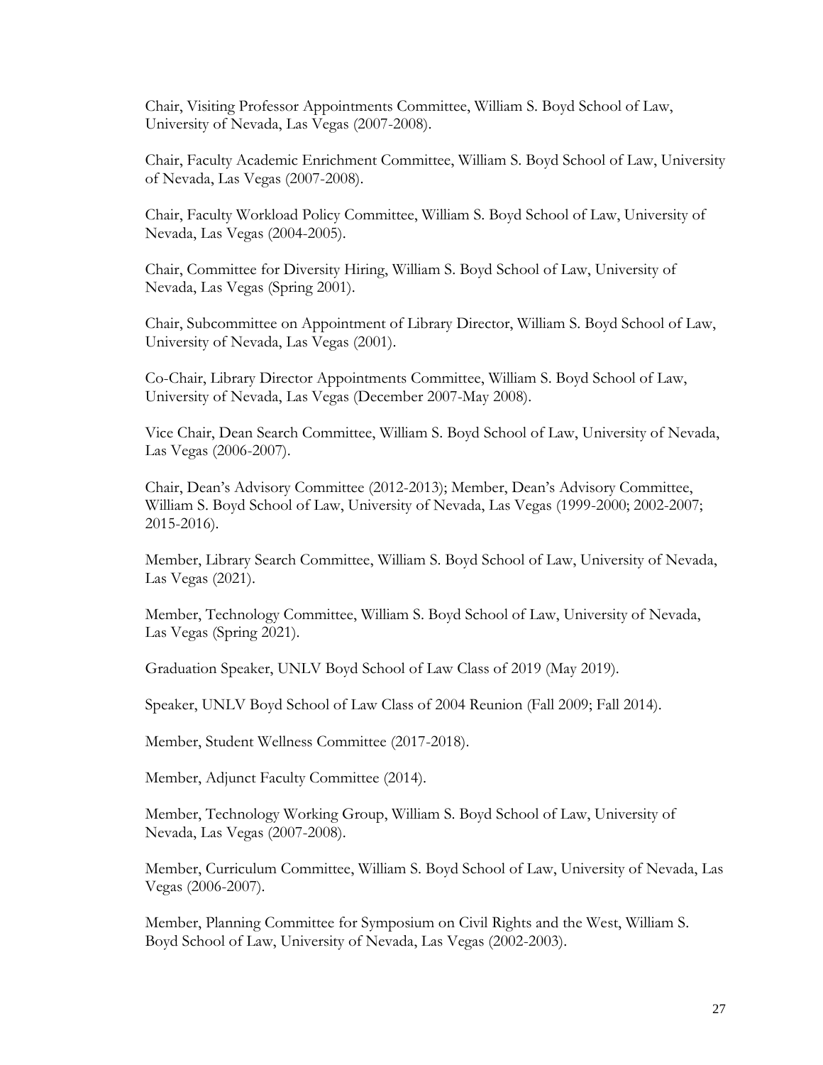Chair, Visiting Professor Appointments Committee, William S. Boyd School of Law, University of Nevada, Las Vegas (2007-2008).

Chair, Faculty Academic Enrichment Committee, William S. Boyd School of Law, University of Nevada, Las Vegas (2007-2008).

Chair, Faculty Workload Policy Committee, William S. Boyd School of Law, University of Nevada, Las Vegas (2004-2005).

Chair, Committee for Diversity Hiring, William S. Boyd School of Law, University of Nevada, Las Vegas (Spring 2001).

Chair, Subcommittee on Appointment of Library Director, William S. Boyd School of Law, University of Nevada, Las Vegas (2001).

Co-Chair, Library Director Appointments Committee, William S. Boyd School of Law, University of Nevada, Las Vegas (December 2007-May 2008).

Vice Chair, Dean Search Committee, William S. Boyd School of Law, University of Nevada, Las Vegas (2006-2007).

Chair, Dean's Advisory Committee (2012-2013); Member, Dean's Advisory Committee, William S. Boyd School of Law, University of Nevada, Las Vegas (1999-2000; 2002-2007; 2015-2016).

Member, Library Search Committee, William S. Boyd School of Law, University of Nevada, Las Vegas (2021).

Member, Technology Committee, William S. Boyd School of Law, University of Nevada, Las Vegas (Spring 2021).

Graduation Speaker, UNLV Boyd School of Law Class of 2019 (May 2019).

Speaker, UNLV Boyd School of Law Class of 2004 Reunion (Fall 2009; Fall 2014).

Member, Student Wellness Committee (2017-2018).

Member, Adjunct Faculty Committee (2014).

Member, Technology Working Group, William S. Boyd School of Law, University of Nevada, Las Vegas (2007-2008).

Member, Curriculum Committee, William S. Boyd School of Law, University of Nevada, Las Vegas (2006-2007).

Member, Planning Committee for Symposium on Civil Rights and the West, William S. Boyd School of Law, University of Nevada, Las Vegas (2002-2003).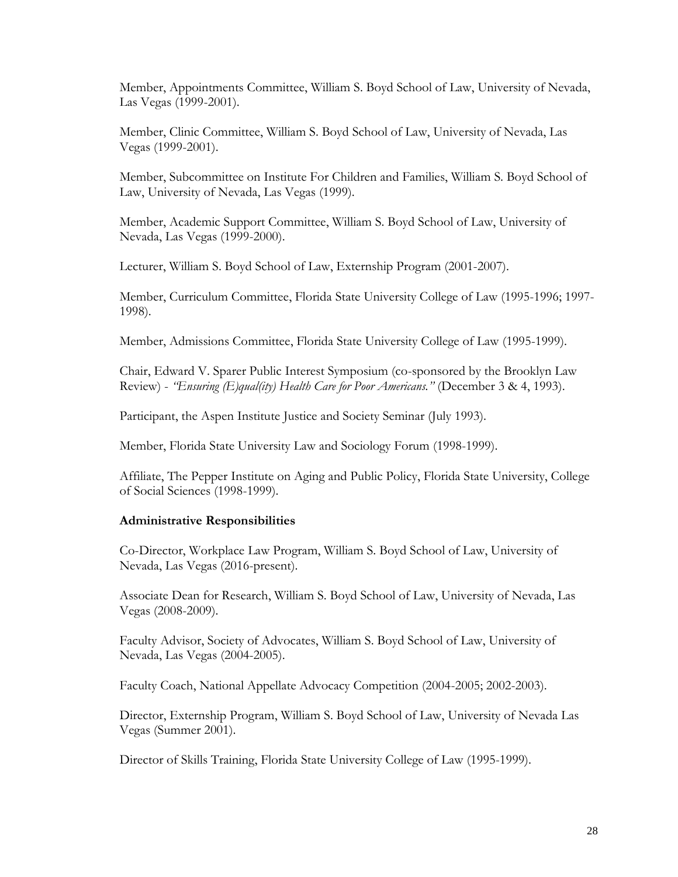Member, Appointments Committee, William S. Boyd School of Law, University of Nevada, Las Vegas (1999-2001).

Member, Clinic Committee, William S. Boyd School of Law, University of Nevada, Las Vegas (1999-2001).

Member, Subcommittee on Institute For Children and Families, William S. Boyd School of Law, University of Nevada, Las Vegas (1999).

Member, Academic Support Committee, William S. Boyd School of Law, University of Nevada, Las Vegas (1999-2000).

Lecturer, William S. Boyd School of Law, Externship Program (2001-2007).

Member, Curriculum Committee, Florida State University College of Law (1995-1996; 1997-1998).

Member, Admissions Committee, Florida State University College of Law (1995-1999).

Chair, Edward V. Sparer Public Interest Symposium (co-sponsored by the Brooklyn Law Review) - *"Ensuring (E)qual(ity) Health Care for Poor Americans."* (December 3 & 4, 1993).

Participant, the Aspen Institute Justice and Society Seminar (July 1993).

Member, Florida State University Law and Sociology Forum (1998-1999).

Affiliate, The Pepper Institute on Aging and Public Policy, Florida State University, College of Social Sciences (1998-1999).

**Administrative Responsibilities**

Co-Director, Workplace Law Program, William S. Boyd School of Law, University of Nevada, Las Vegas (2016-present).

Associate Dean for Research, William S. Boyd School of Law, University of Nevada, Las Vegas (2008-2009).

Faculty Advisor, Society of Advocates, William S. Boyd School of Law, University of Nevada, Las Vegas (2004-2005).

Faculty Coach, National Appellate Advocacy Competition (2004-2005; 2002-2003).

Director, Externship Program, William S. Boyd School of Law, University of Nevada Las Vegas (Summer 2001).

Director of Skills Training, Florida State University College of Law (1995-1999).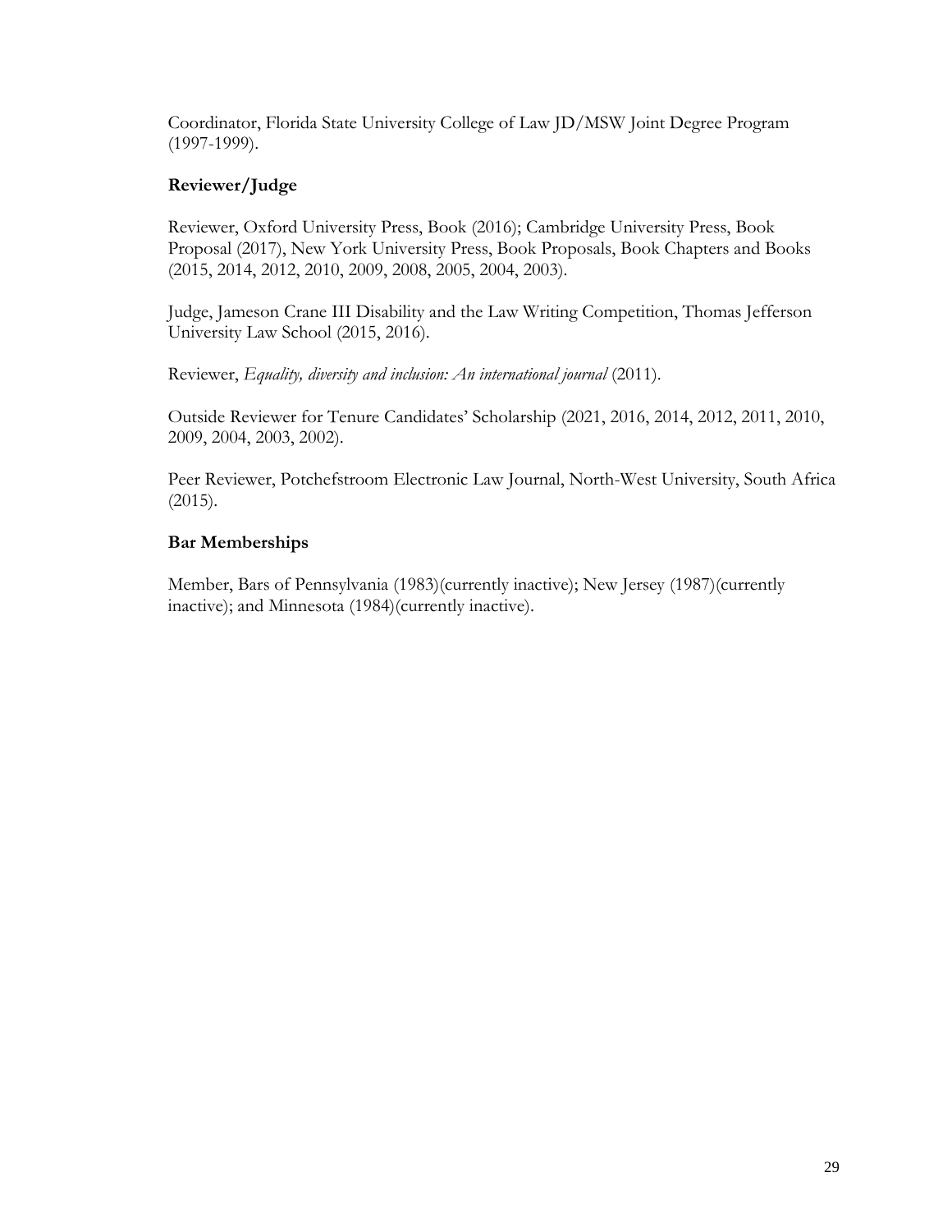Coordinator, Florida State University College of Law JD/MSW Joint Degree Program (1997-1999).

### Reviewer/Judge

Reviewer, Oxford University Press, Book (2016); Cambridge University Press, Book Proposal (2017), New York University Press, Book Proposals, Book Chapters and Books (2015, 2014, 2012, 2010, 2009, 2008, 2005, 2004, 2003).

Judge, Jameson Crane III Disability and the Law Writing Competition, Thomas Jefferson University Law School (2015, 2016).

Reviewer, *Equality, diversity and inclusion: An international journal* (2011).

Outside Reviewer for Tenure Candidates' Scholarship (2021, 2016, 2014, 2012, 2011, 2010, 2009, 2004, 2003, 2002).

Peer Reviewer, Potchefstroom Electronic Law Journal, North-West University, South Africa (2015).

### Bar Memberships

Member, Bars of Pennsylvania (1983)(currently inactive); New Jersey (1987)(currently inactive); and Minnesota (1984)(currently inactive).